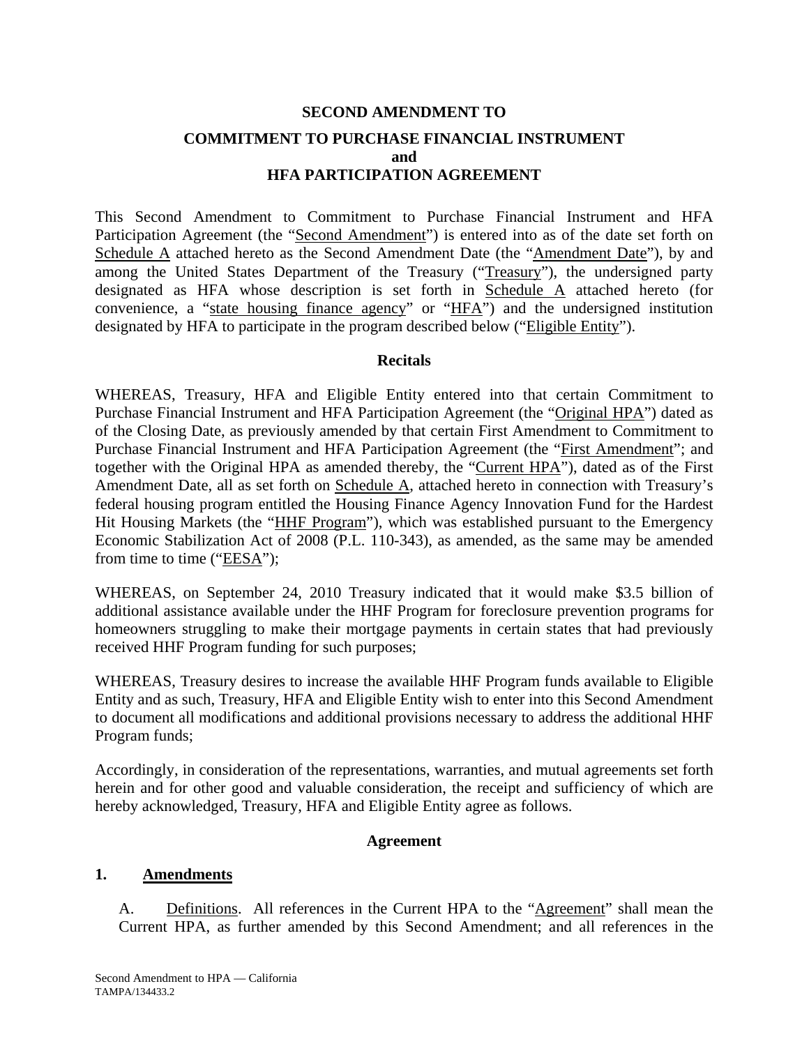# SECOND AMENDMENT TO
## COMMITMENT TO PURCHASE FINANCIAL INSTRUMENT
## and
## HFA PARTICIPATION AGREEMENT

This Second Amendment to Commitment to Purchase Financial Instrument and HFA Participation Agreement (the "Second Amendment") is entered into as of the date set forth on Schedule A attached hereto as the Second Amendment Date (the "Amendment Date"), by and among the United States Department of the Treasury ("Treasury"), the undersigned party designated as HFA whose description is set forth in Schedule A attached hereto (for convenience, a "state housing finance agency" or "HFA") and the undersigned institution designated by HFA to participate in the program described below ("Eligible Entity").

### Recitals

WHEREAS, Treasury, HFA and Eligible Entity entered into that certain Commitment to Purchase Financial Instrument and HFA Participation Agreement (the "Original HPA") dated as of the Closing Date, as previously amended by that certain First Amendment to Commitment to Purchase Financial Instrument and HFA Participation Agreement (the "First Amendment"; and together with the Original HPA as amended thereby, the "Current HPA"), dated as of the First Amendment Date, all as set forth on Schedule A, attached hereto in connection with Treasury's federal housing program entitled the Housing Finance Agency Innovation Fund for the Hardest Hit Housing Markets (the "HHF Program"), which was established pursuant to the Emergency Economic Stabilization Act of 2008 (P.L. 110-343), as amended, as the same may be amended from time to time ("EESA");

WHEREAS, on September 24, 2010 Treasury indicated that it would make $3.5 billion of additional assistance available under the HHF Program for foreclosure prevention programs for homeowners struggling to make their mortgage payments in certain states that had previously received HHF Program funding for such purposes;

WHEREAS, Treasury desires to increase the available HHF Program funds available to Eligible Entity and as such, Treasury, HFA and Eligible Entity wish to enter into this Second Amendment to document all modifications and additional provisions necessary to address the additional HHF Program funds;

Accordingly, in consideration of the representations, warranties, and mutual agreements set forth herein and for other good and valuable consideration, the receipt and sufficiency of which are hereby acknowledged, Treasury, HFA and Eligible Entity agree as follows.

### Agreement

**1. Amendments**

A. Definitions. All references in the Current HPA to the "Agreement" shall mean the Current HPA, as further amended by this Second Amendment; and all references in the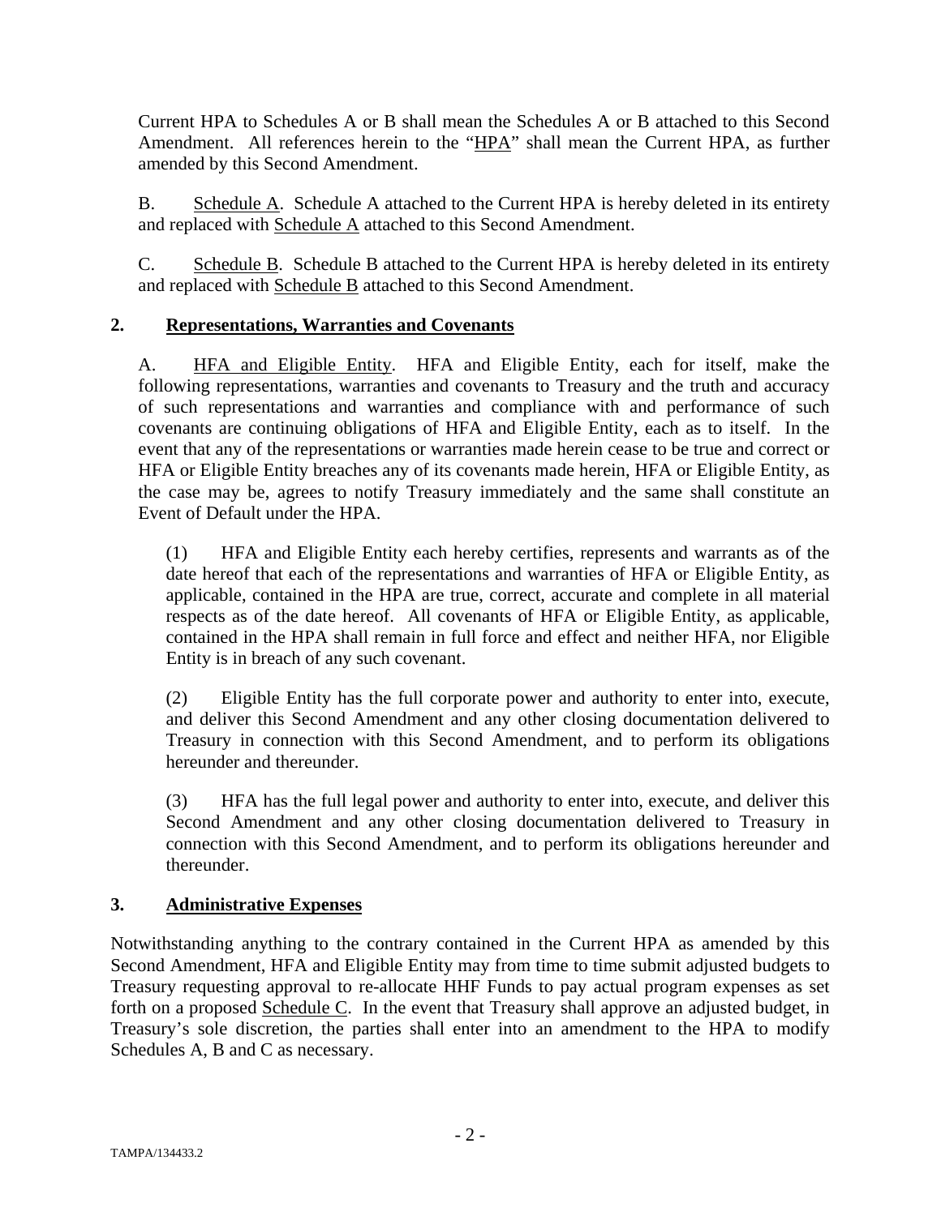Current HPA to Schedules A or B shall mean the Schedules A or B attached to this Second Amendment. All references herein to the "HPA" shall mean the Current HPA, as further amended by this Second Amendment.

B. Schedule A. Schedule A attached to the Current HPA is hereby deleted in its entirety and replaced with Schedule A attached to this Second Amendment.

C. Schedule B. Schedule B attached to the Current HPA is hereby deleted in its entirety and replaced with Schedule B attached to this Second Amendment.

## 2. Representations, Warranties and Covenants

A. HFA and Eligible Entity. HFA and Eligible Entity, each for itself, make the following representations, warranties and covenants to Treasury and the truth and accuracy of such representations and warranties and compliance with and performance of such covenants are continuing obligations of HFA and Eligible Entity, each as to itself. In the event that any of the representations or warranties made herein cease to be true and correct or HFA or Eligible Entity breaches any of its covenants made herein, HFA or Eligible Entity, as the case may be, agrees to notify Treasury immediately and the same shall constitute an Event of Default under the HPA.

(1) HFA and Eligible Entity each hereby certifies, represents and warrants as of the date hereof that each of the representations and warranties of HFA or Eligible Entity, as applicable, contained in the HPA are true, correct, accurate and complete in all material respects as of the date hereof. All covenants of HFA or Eligible Entity, as applicable, contained in the HPA shall remain in full force and effect and neither HFA, nor Eligible Entity is in breach of any such covenant.

(2) Eligible Entity has the full corporate power and authority to enter into, execute, and deliver this Second Amendment and any other closing documentation delivered to Treasury in connection with this Second Amendment, and to perform its obligations hereunder and thereunder.

(3) HFA has the full legal power and authority to enter into, execute, and deliver this Second Amendment and any other closing documentation delivered to Treasury in connection with this Second Amendment, and to perform its obligations hereunder and thereunder.

## 3. Administrative Expenses

Notwithstanding anything to the contrary contained in the Current HPA as amended by this Second Amendment, HFA and Eligible Entity may from time to time submit adjusted budgets to Treasury requesting approval to re-allocate HHF Funds to pay actual program expenses as set forth on a proposed Schedule C. In the event that Treasury shall approve an adjusted budget, in Treasury's sole discretion, the parties shall enter into an amendment to the HPA to modify Schedules A, B and C as necessary.

TAMPA/134433.2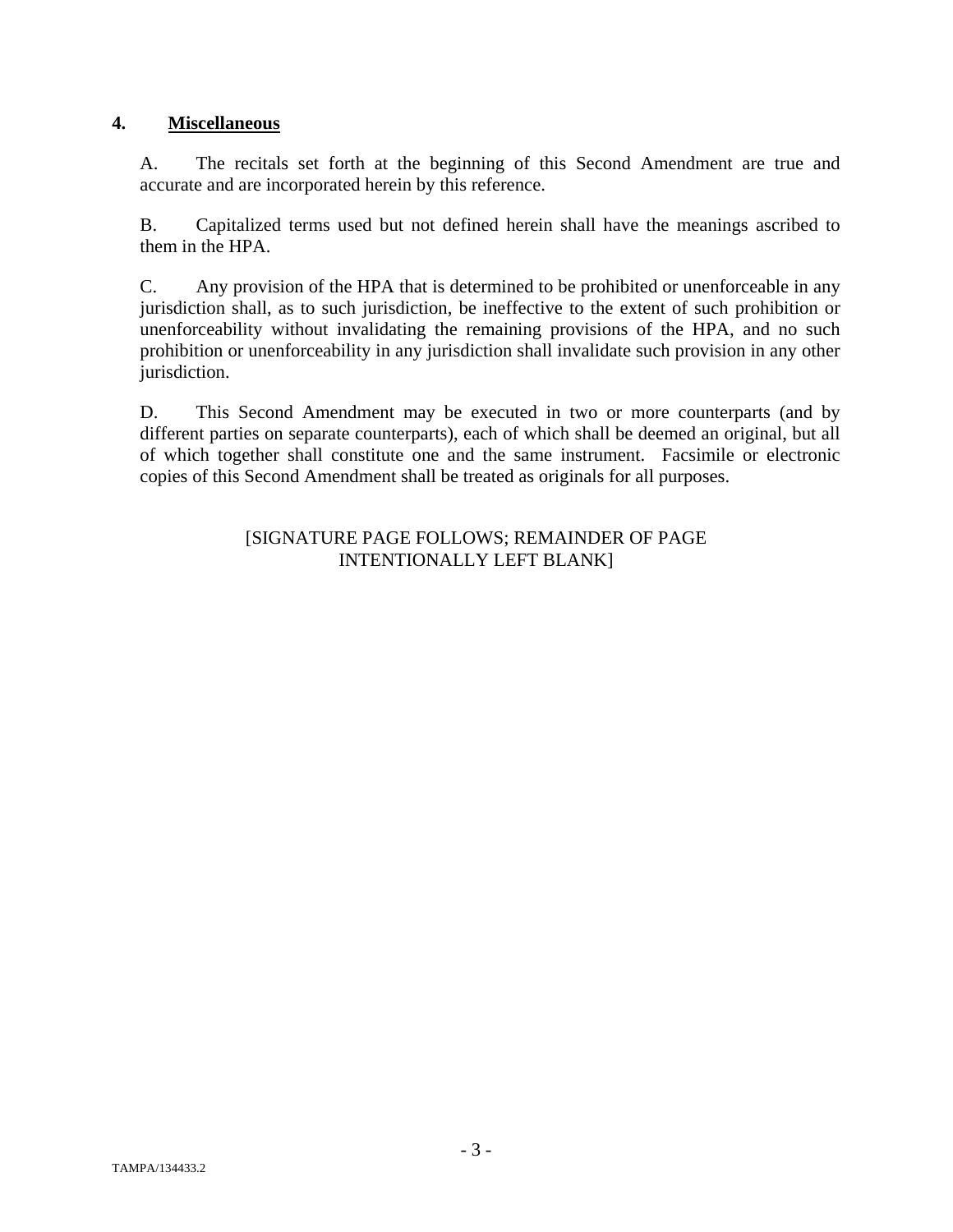## 4. **Miscellaneous**

A. The recitals set forth at the beginning of this Second Amendment are true and accurate and are incorporated herein by this reference.

B. Capitalized terms used but not defined herein shall have the meanings ascribed to them in the HPA.

C. Any provision of the HPA that is determined to be prohibited or unenforceable in any jurisdiction shall, as to such jurisdiction, be ineffective to the extent of such prohibition or unenforceability without invalidating the remaining provisions of the HPA, and no such prohibition or unenforceability in any jurisdiction shall invalidate such provision in any other jurisdiction.

D. This Second Amendment may be executed in two or more counterparts (and by different parties on separate counterparts), each of which shall be deemed an original, but all of which together shall constitute one and the same instrument. Facsimile or electronic copies of this Second Amendment shall be treated as originals for all purposes.

[SIGNATURE PAGE FOLLOWS; REMAINDER OF PAGE INTENTIONALLY LEFT BLANK]

TAMPA/134433.2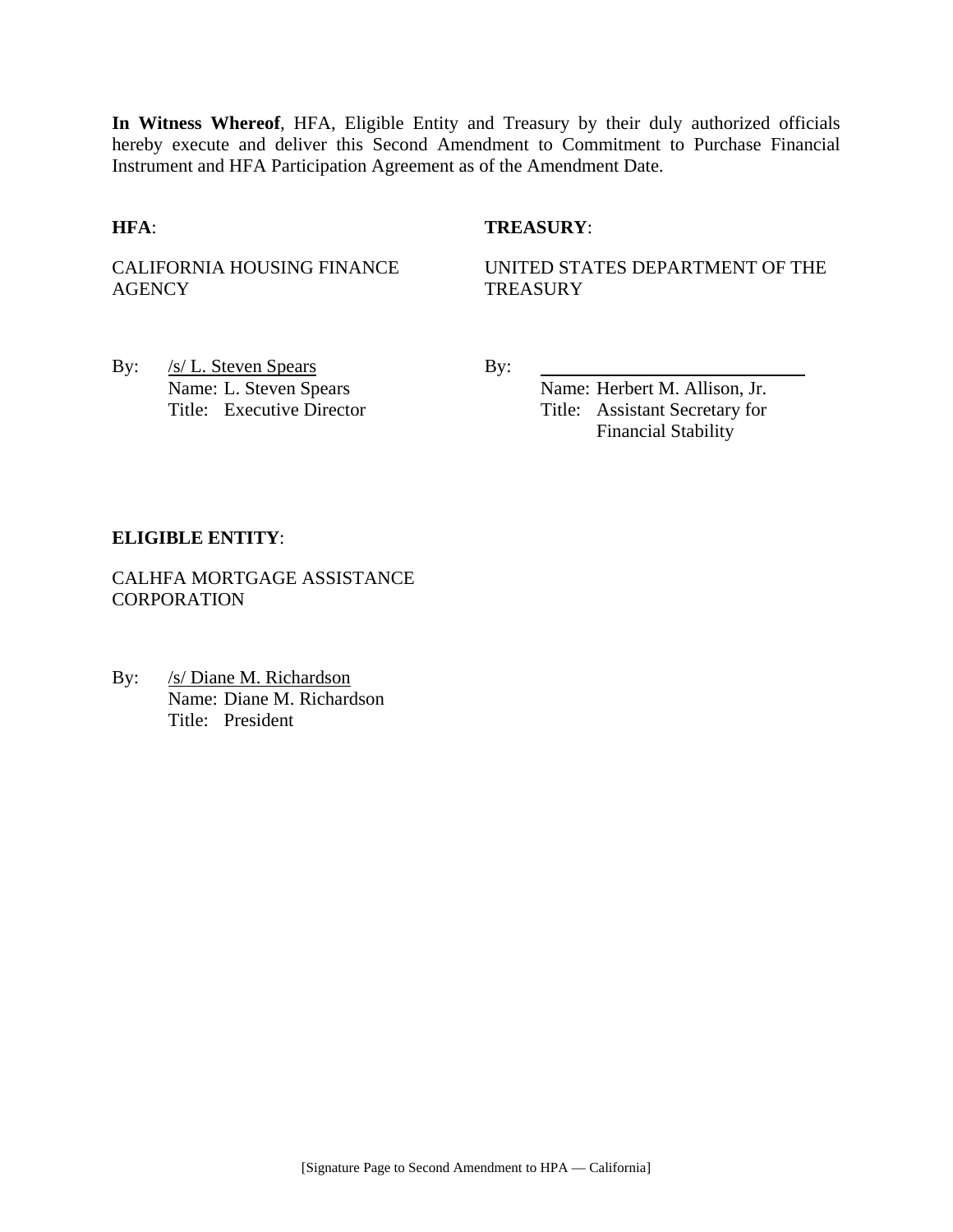**In Witness Whereof**, HFA, Eligible Entity and Treasury by their duly authorized officials hereby execute and deliver this Second Amendment to Commitment to Purchase Financial Instrument and HFA Participation Agreement as of the Amendment Date.

**HFA**:

CALIFORNIA HOUSING FINANCE AGENCY

By: /s/ L. Steven Spears
Name: L. Steven Spears
Title: Executive Director

**TREASURY**:

UNITED STATES DEPARTMENT OF THE TREASURY

By: ______________________________
Name: Herbert M. Allison, Jr.
Title: Assistant Secretary for Financial Stability

**ELIGIBLE ENTITY**:

CALHFA MORTGAGE ASSISTANCE CORPORATION

By: /s/ Diane M. Richardson
Name: Diane M. Richardson
Title: President

[Signature Page to Second Amendment to HPA — California]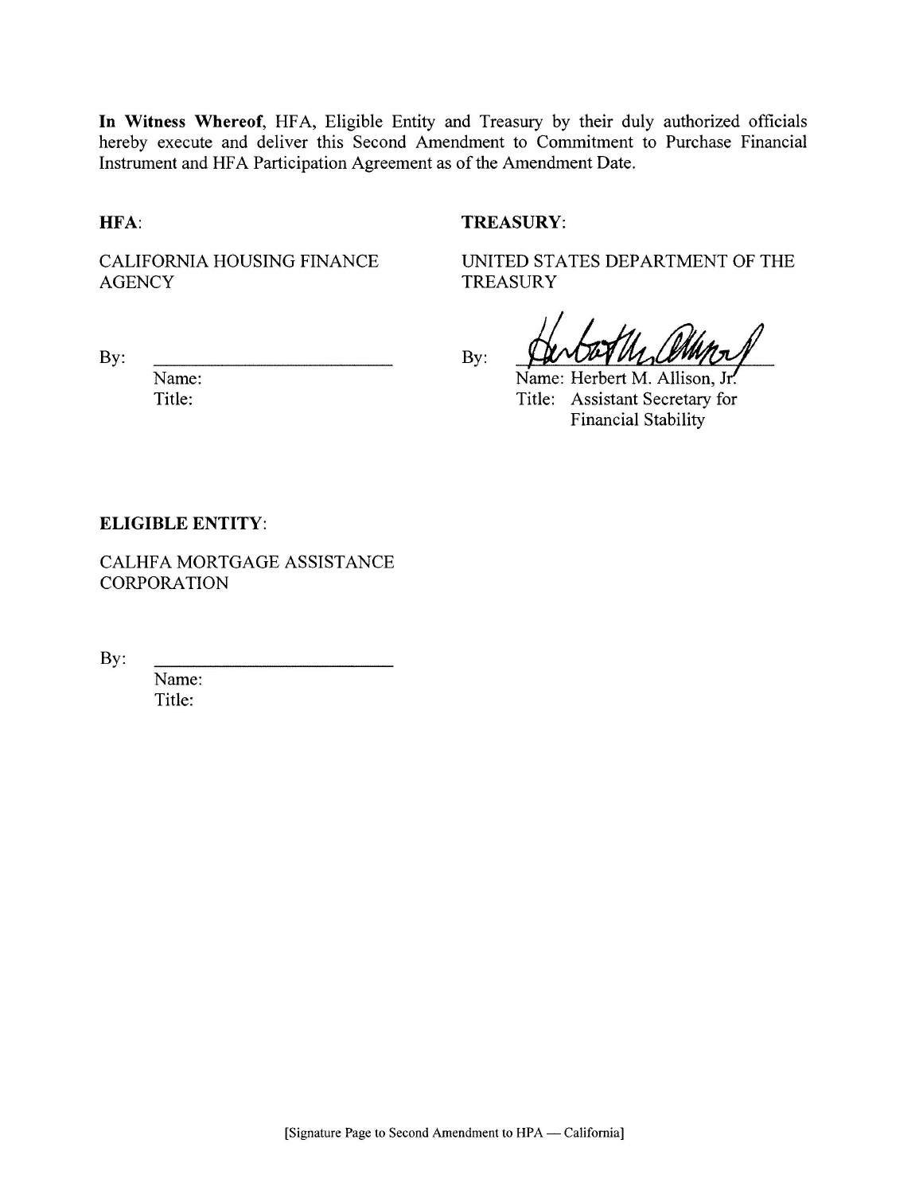**In Witness Whereof**, HFA, Eligible Entity and Treasury by their duly authorized officials hereby execute and deliver this Second Amendment to Commitment to Purchase Financial Instrument and HFA Participation Agreement as of the Amendment Date.

**HFA**:

CALIFORNIA HOUSING FINANCE AGENCY

By: ______________________________

Name:

Title:

**TREASURY**:

UNITED STATES DEPARTMENT OF THE TREASURY

By: ______________________________

Name: Herbert M. Allison, Jr.

Title: Assistant Secretary for Financial Stability

**ELIGIBLE ENTITY**:

CALHFA MORTGAGE ASSISTANCE CORPORATION

By: ______________________________

Name:

Title:

[Signature Page to Second Amendment to HPA — California]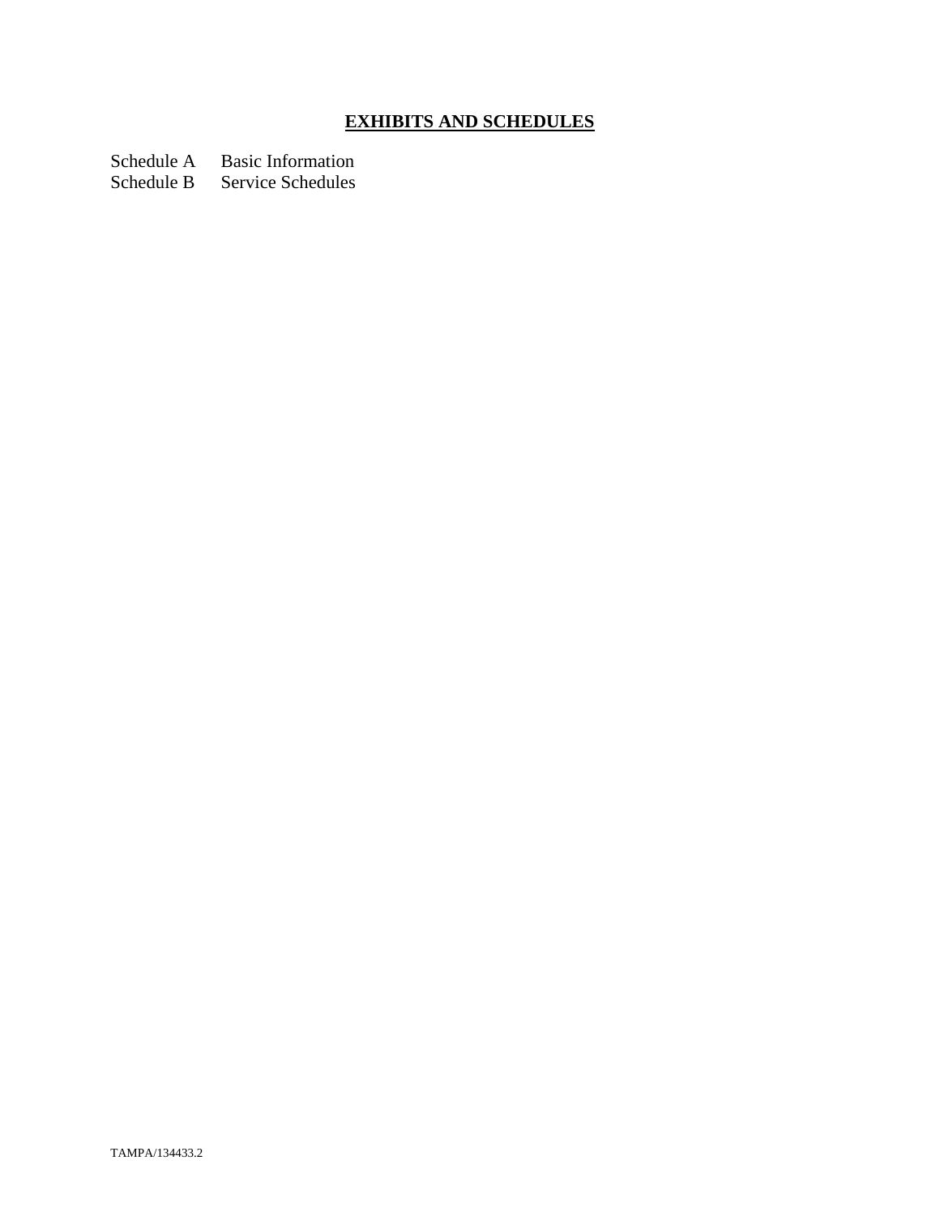# EXHIBITS AND SCHEDULES

Schedule A Basic Information
Schedule B Service Schedules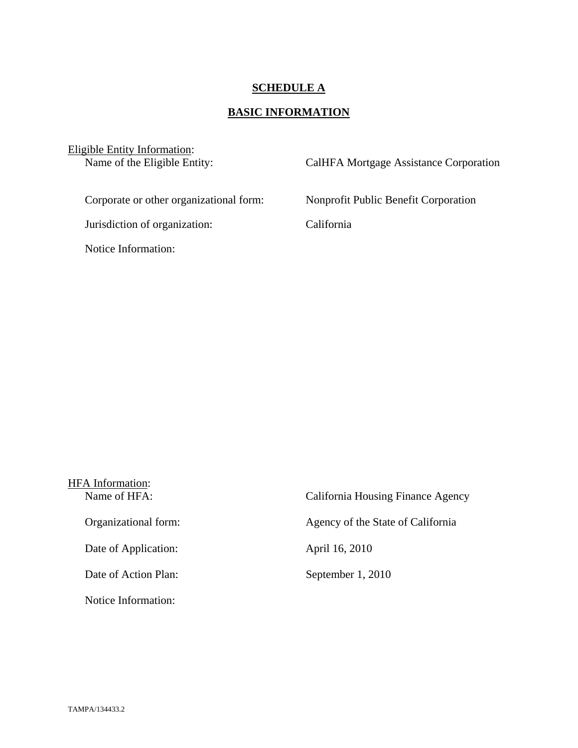**SCHEDULE A**

**BASIC INFORMATION**

Eligible Entity Information:

Name of the Eligible Entity: CalHFA Mortgage Assistance Corporation

Corporate or other organizational form: Nonprofit Public Benefit Corporation

Jurisdiction of organization: California

Notice Information:

HFA Information:

Name of HFA: California Housing Finance Agency

Organizational form: Agency of the State of California

Date of Application: April 16, 2010

Date of Action Plan: September 1, 2010

Notice Information:

TAMPA/134433.2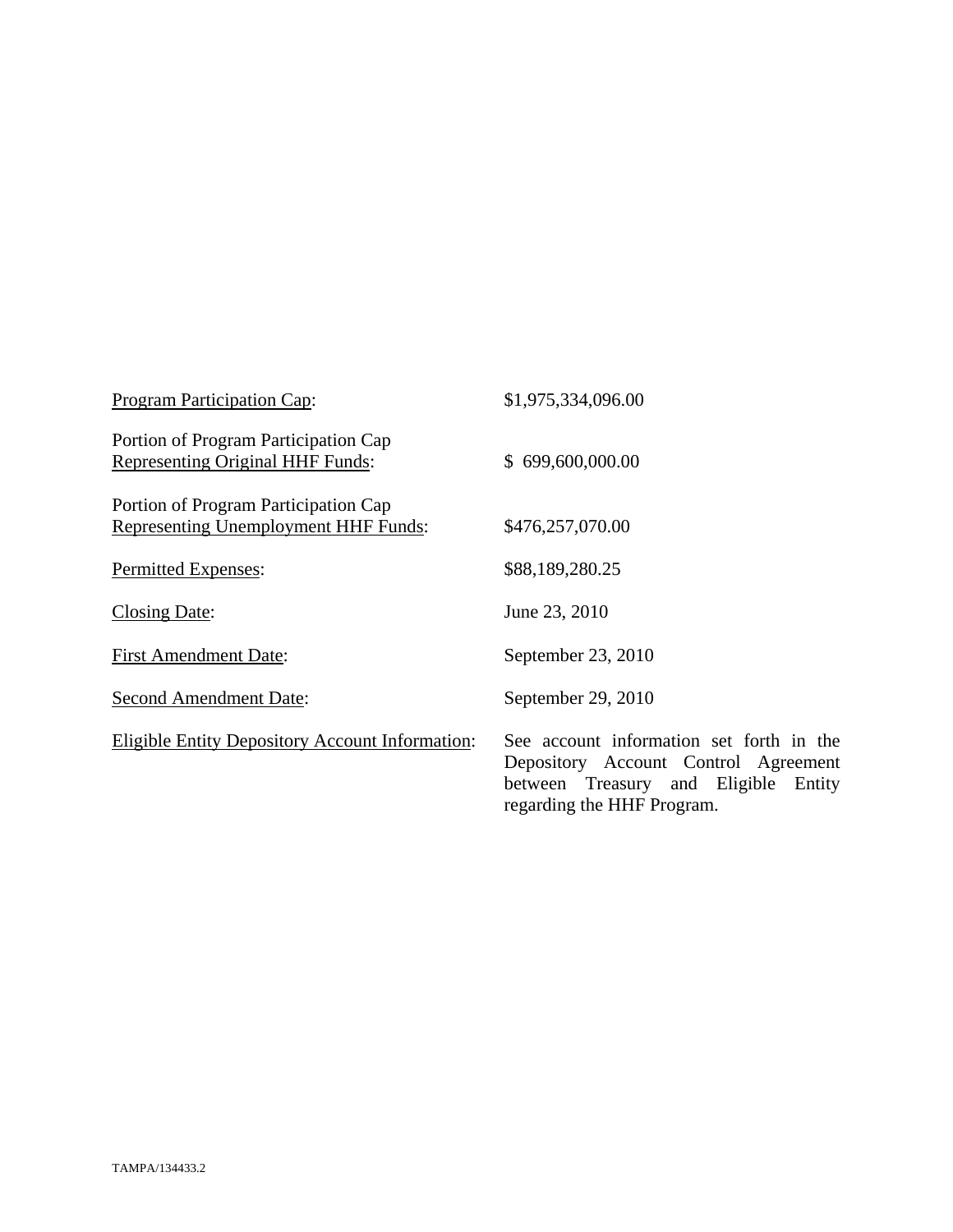| | |
|---|---|
| Program Participation Cap: | $1,975,334,096.00 |
| Portion of Program Participation Cap Representing Original HHF Funds: | $ 699,600,000.00 |
| Portion of Program Participation Cap Representing Unemployment HHF Funds: | $476,257,070.00 |
| Permitted Expenses: | $88,189,280.25 |
| Closing Date: | June 23, 2010 |
| First Amendment Date: | September 23, 2010 |
| Second Amendment Date: | September 29, 2010 |
| Eligible Entity Depository Account Information: | See account information set forth in the Depository Account Control Agreement between Treasury and Eligible Entity regarding the HHF Program. |

TAMPA/134433.2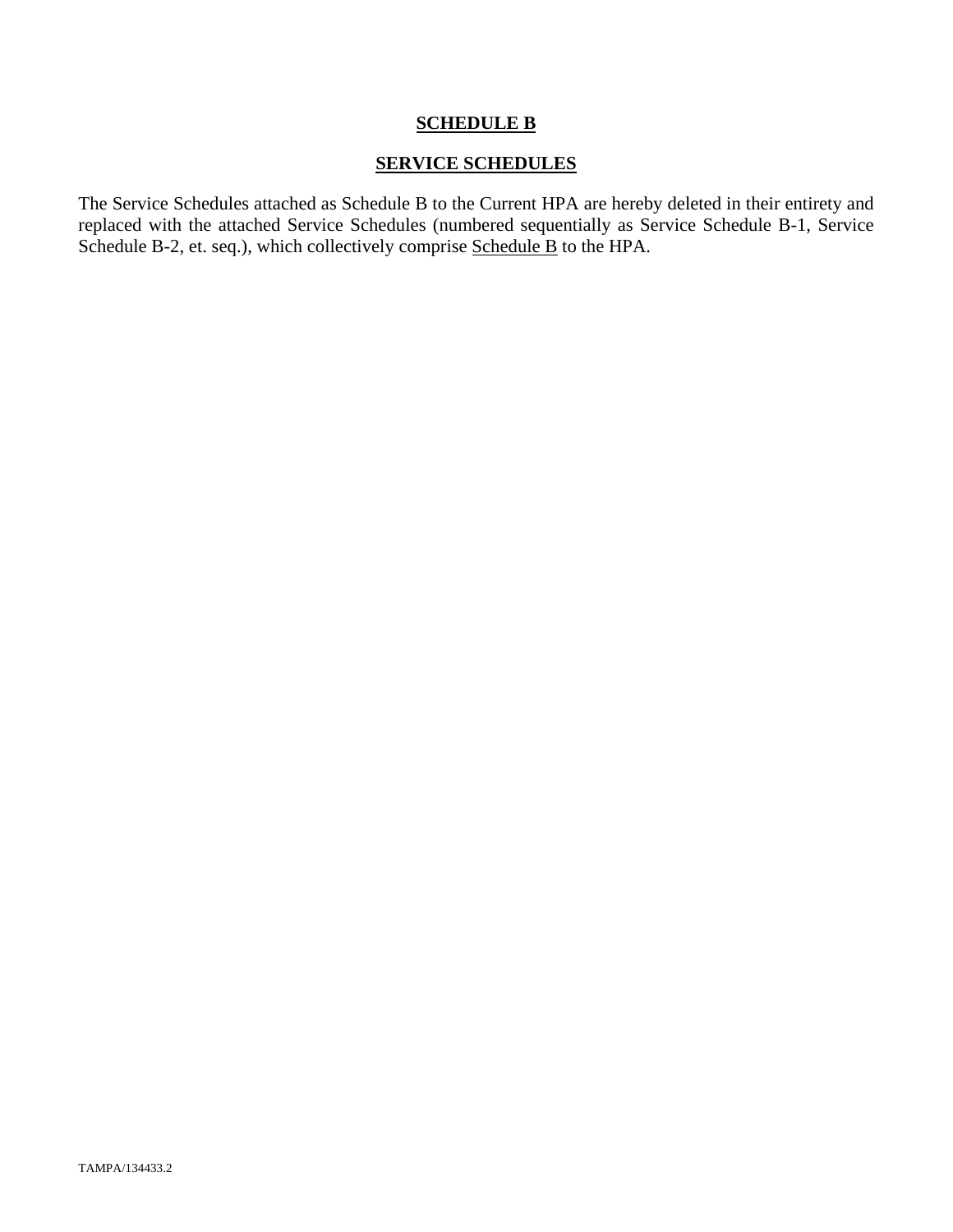# SCHEDULE B

## SERVICE SCHEDULES

The Service Schedules attached as Schedule B to the Current HPA are hereby deleted in their entirety and replaced with the attached Service Schedules (numbered sequentially as Service Schedule B-1, Service Schedule B-2, et. seq.), which collectively comprise Schedule B to the HPA.

TAMPA/134433.2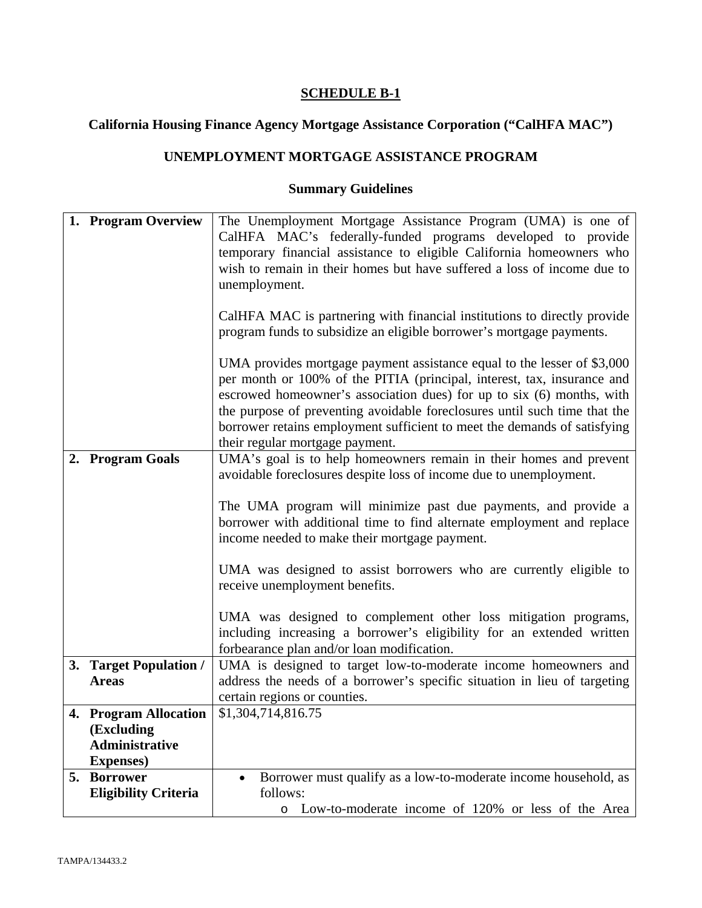**SCHEDULE B-1**

**California Housing Finance Agency Mortgage Assistance Corporation ("CalHFA MAC")**

**UNEMPLOYMENT MORTGAGE ASSISTANCE PROGRAM**

**Summary Guidelines**

| | |
|---|---|
| **1. Program Overview** | The Unemployment Mortgage Assistance Program (UMA) is one of CalHFA MAC's federally-funded programs developed to provide temporary financial assistance to eligible California homeowners who wish to remain in their homes but have suffered a loss of income due to unemployment.<br><br>CalHFA MAC is partnering with financial institutions to directly provide program funds to subsidize an eligible borrower's mortgage payments.<br><br>UMA provides mortgage payment assistance equal to the lesser of $3,000 per month or 100% of the PITIA (principal, interest, tax, insurance and escrowed homeowner's association dues) for up to six (6) months, with the purpose of preventing avoidable foreclosures until such time that the borrower retains employment sufficient to meet the demands of satisfying their regular mortgage payment. |
| **2. Program Goals** | UMA's goal is to help homeowners remain in their homes and prevent avoidable foreclosures despite loss of income due to unemployment.<br><br>The UMA program will minimize past due payments, and provide a borrower with additional time to find alternate employment and replace income needed to make their mortgage payment.<br><br>UMA was designed to assist borrowers who are currently eligible to receive unemployment benefits.<br><br>UMA was designed to complement other loss mitigation programs, including increasing a borrower's eligibility for an extended written forbearance plan and/or loan modification. |
| **3. Target Population / Areas** | UMA is designed to target low-to-moderate income homeowners and address the needs of a borrower's specific situation in lieu of targeting certain regions or counties. |
| **4. Program Allocation (Excluding Administrative Expenses)** | $1,304,714,816.75 |
| **5. Borrower Eligibility Criteria** | • Borrower must qualify as a low-to-moderate income household, as follows:<br>&nbsp;&nbsp;&nbsp;&nbsp;o Low-to-moderate income of 120% or less of the Area |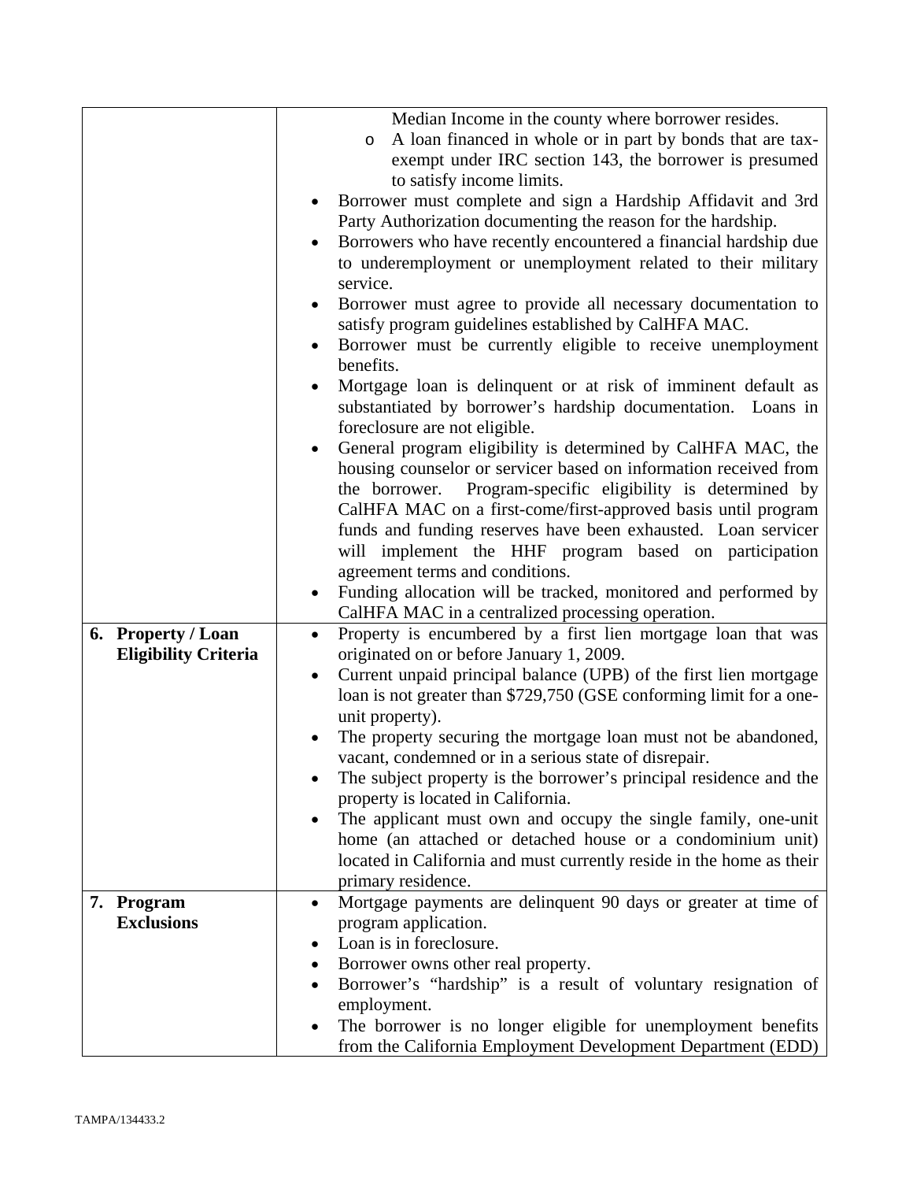| | |
|---|---|
| | Median Income in the county where borrower resides.<br>o A loan financed in whole or in part by bonds that are tax-exempt under IRC section 143, the borrower is presumed to satisfy income limits.<br>• Borrower must complete and sign a Hardship Affidavit and 3rd Party Authorization documenting the reason for the hardship.<br>• Borrowers who have recently encountered a financial hardship due to underemployment or unemployment related to their military service.<br>• Borrower must agree to provide all necessary documentation to satisfy program guidelines established by CalHFA MAC.<br>• Borrower must be currently eligible to receive unemployment benefits.<br>• Mortgage loan is delinquent or at risk of imminent default as substantiated by borrower's hardship documentation. Loans in foreclosure are not eligible.<br>• General program eligibility is determined by CalHFA MAC, the housing counselor or servicer based on information received from the borrower. Program-specific eligibility is determined by CalHFA MAC on a first-come/first-approved basis until program funds and funding reserves have been exhausted. Loan servicer will implement the HHF program based on participation agreement terms and conditions.<br>• Funding allocation will be tracked, monitored and performed by CalHFA MAC in a centralized processing operation. |
| **6. Property / Loan Eligibility Criteria** | • Property is encumbered by a first lien mortgage loan that was originated on or before January 1, 2009.<br>• Current unpaid principal balance (UPB) of the first lien mortgage loan is not greater than $729,750 (GSE conforming limit for a one-unit property).<br>• The property securing the mortgage loan must not be abandoned, vacant, condemned or in a serious state of disrepair.<br>• The subject property is the borrower's principal residence and the property is located in California.<br>• The applicant must own and occupy the single family, one-unit home (an attached or detached house or a condominium unit) located in California and must currently reside in the home as their primary residence. |
| **7. Program Exclusions** | • Mortgage payments are delinquent 90 days or greater at time of program application.<br>• Loan is in foreclosure.<br>• Borrower owns other real property.<br>• Borrower's "hardship" is a result of voluntary resignation of employment.<br>• The borrower is no longer eligible for unemployment benefits from the California Employment Development Department (EDD) |

TAMPA/134433.2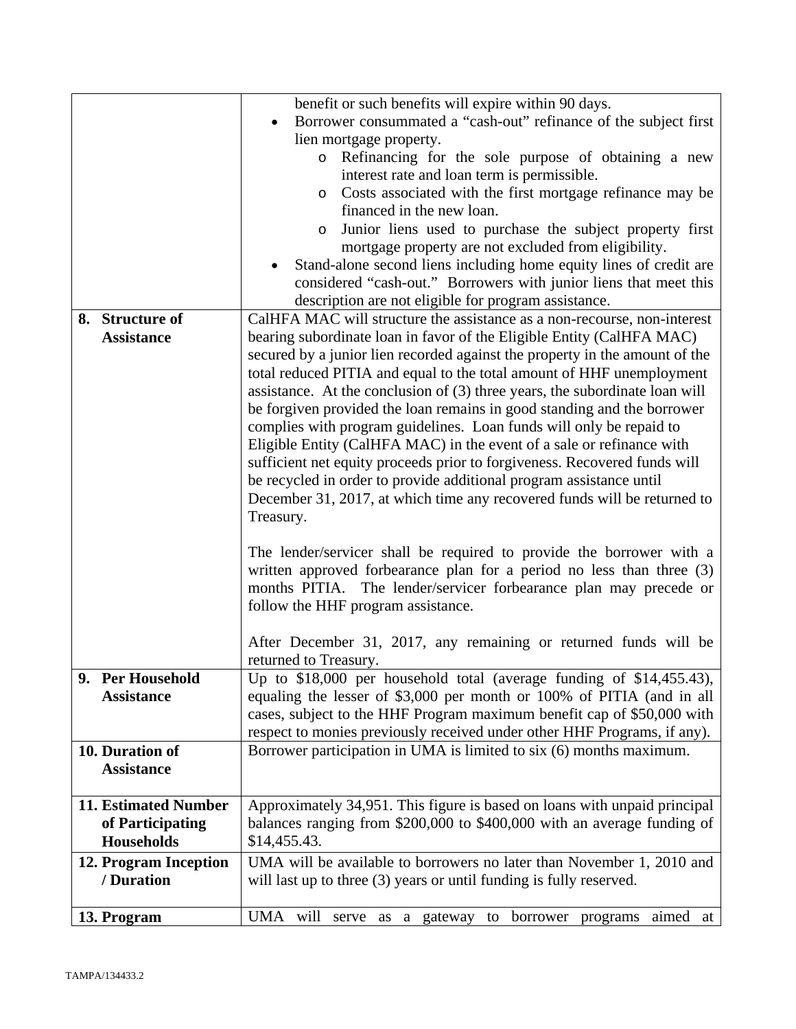| | |
|---|---|
| | benefit or such benefits will expire within 90 days.<br>• Borrower consummated a "cash-out" refinance of the subject first lien mortgage property.<br>&nbsp;&nbsp;&nbsp;&nbsp;o Refinancing for the sole purpose of obtaining a new interest rate and loan term is permissible.<br>&nbsp;&nbsp;&nbsp;&nbsp;o Costs associated with the first mortgage refinance may be financed in the new loan.<br>&nbsp;&nbsp;&nbsp;&nbsp;o Junior liens used to purchase the subject property first mortgage property are not excluded from eligibility.<br>• Stand-alone second liens including home equity lines of credit are considered "cash-out." Borrowers with junior liens that meet this description are not eligible for program assistance. |
| **8. Structure of Assistance** | CalHFA MAC will structure the assistance as a non-recourse, non-interest bearing subordinate loan in favor of the Eligible Entity (CalHFA MAC) secured by a junior lien recorded against the property in the amount of the total reduced PITIA and equal to the total amount of HHF unemployment assistance. At the conclusion of (3) three years, the subordinate loan will be forgiven provided the loan remains in good standing and the borrower complies with program guidelines. Loan funds will only be repaid to Eligible Entity (CalHFA MAC) in the event of a sale or refinance with sufficient net equity proceeds prior to forgiveness. Recovered funds will be recycled in order to provide additional program assistance until December 31, 2017, at which time any recovered funds will be returned to Treasury.<br><br>The lender/servicer shall be required to provide the borrower with a written approved forbearance plan for a period no less than three (3) months PITIA. The lender/servicer forbearance plan may precede or follow the HHF program assistance.<br><br>After December 31, 2017, any remaining or returned funds will be returned to Treasury. |
| **9. Per Household Assistance** | Up to $18,000 per household total (average funding of $14,455.43), equaling the lesser of $3,000 per month or 100% of PITIA (and in all cases, subject to the HHF Program maximum benefit cap of $50,000 with respect to monies previously received under other HHF Programs, if any). |
| **10. Duration of Assistance** | Borrower participation in UMA is limited to six (6) months maximum. |
| **11. Estimated Number of Participating Households** | Approximately 34,951. This figure is based on loans with unpaid principal balances ranging from $200,000 to $400,000 with an average funding of $14,455.43. |
| **12. Program Inception / Duration** | UMA will be available to borrowers no later than November 1, 2010 and will last up to three (3) years or until funding is fully reserved. |
| **13. Program** | UMA will serve as a gateway to borrower programs aimed at |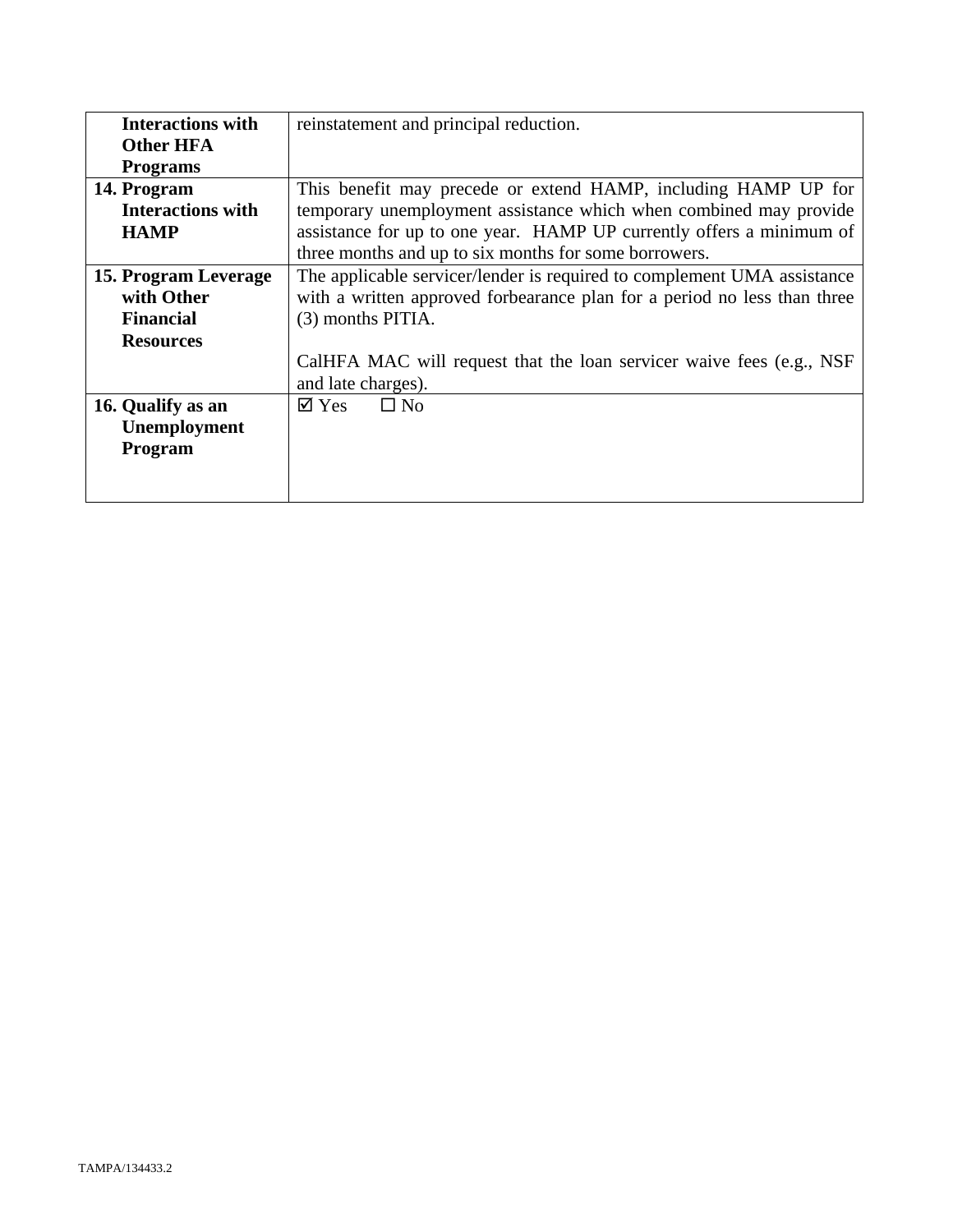| | |
|---|---|
| **Interactions with Other HFA Programs** | reinstatement and principal reduction. |
| **14. Program Interactions with HAMP** | This benefit may precede or extend HAMP, including HAMP UP for temporary unemployment assistance which when combined may provide assistance for up to one year. HAMP UP currently offers a minimum of three months and up to six months for some borrowers. |
| **15. Program Leverage with Other Financial Resources** | The applicable servicer/lender is required to complement UMA assistance with a written approved forbearance plan for a period no less than three (3) months PITIA.<br><br>CalHFA MAC will request that the loan servicer waive fees (e.g., NSF and late charges). |
| **16. Qualify as an Unemployment Program** | ☑ Yes ☐ No |

TAMPA/134433.2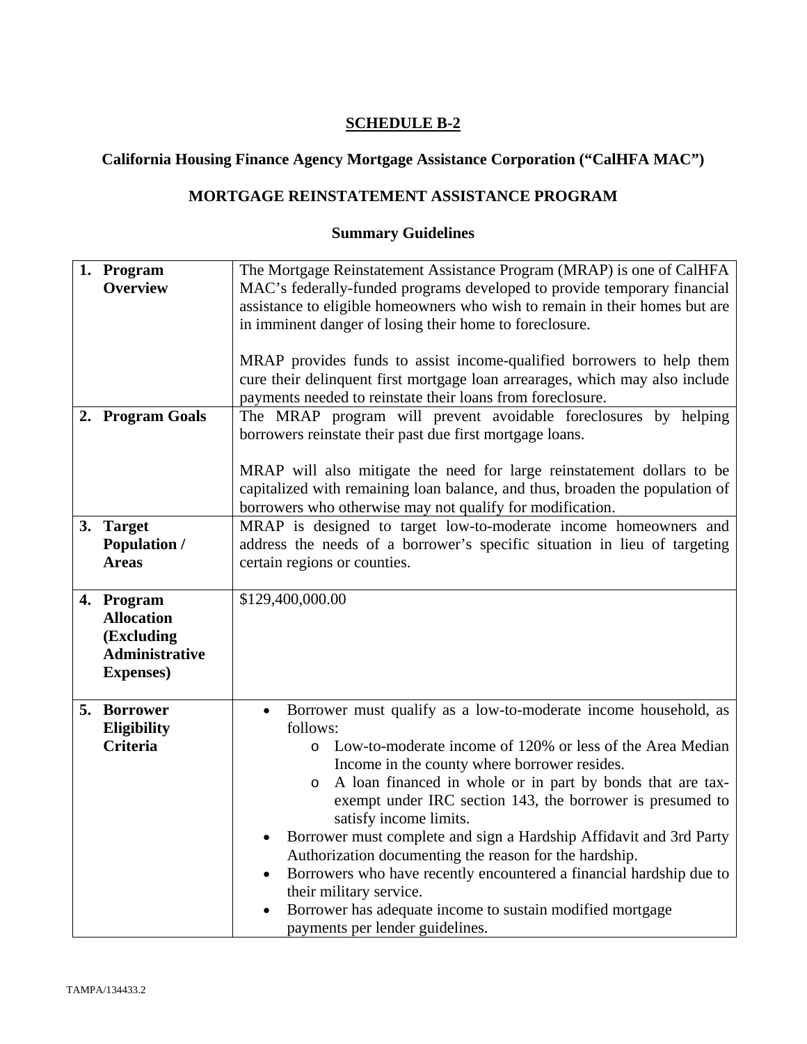**SCHEDULE B-2**

**California Housing Finance Agency Mortgage Assistance Corporation ("CalHFA MAC")**

**MORTGAGE REINSTATEMENT ASSISTANCE PROGRAM**

**Summary Guidelines**

| | |
|---|---|
| **1. Program Overview** | The Mortgage Reinstatement Assistance Program (MRAP) is one of CalHFA MAC's federally-funded programs developed to provide temporary financial assistance to eligible homeowners who wish to remain in their homes but are in imminent danger of losing their home to foreclosure.<br><br>MRAP provides funds to assist income-qualified borrowers to help them cure their delinquent first mortgage loan arrearages, which may also include payments needed to reinstate their loans from foreclosure. |
| **2. Program Goals** | The MRAP program will prevent avoidable foreclosures by helping borrowers reinstate their past due first mortgage loans.<br><br>MRAP will also mitigate the need for large reinstatement dollars to be capitalized with remaining loan balance, and thus, broaden the population of borrowers who otherwise may not qualify for modification. |
| **3. Target Population / Areas** | MRAP is designed to target low-to-moderate income homeowners and address the needs of a borrower's specific situation in lieu of targeting certain regions or counties. |
| **4. Program Allocation (Excluding Administrative Expenses)** | $129,400,000.00 |
| **5. Borrower Eligibility Criteria** | • Borrower must qualify as a low-to-moderate income household, as follows:<br>&nbsp;&nbsp;&nbsp;&nbsp;o Low-to-moderate income of 120% or less of the Area Median Income in the county where borrower resides.<br>&nbsp;&nbsp;&nbsp;&nbsp;o A loan financed in whole or in part by bonds that are tax-exempt under IRC section 143, the borrower is presumed to satisfy income limits.<br>• Borrower must complete and sign a Hardship Affidavit and 3rd Party Authorization documenting the reason for the hardship.<br>• Borrowers who have recently encountered a financial hardship due to their military service.<br>• Borrower has adequate income to sustain modified mortgage payments per lender guidelines. |

TAMPA/134433.2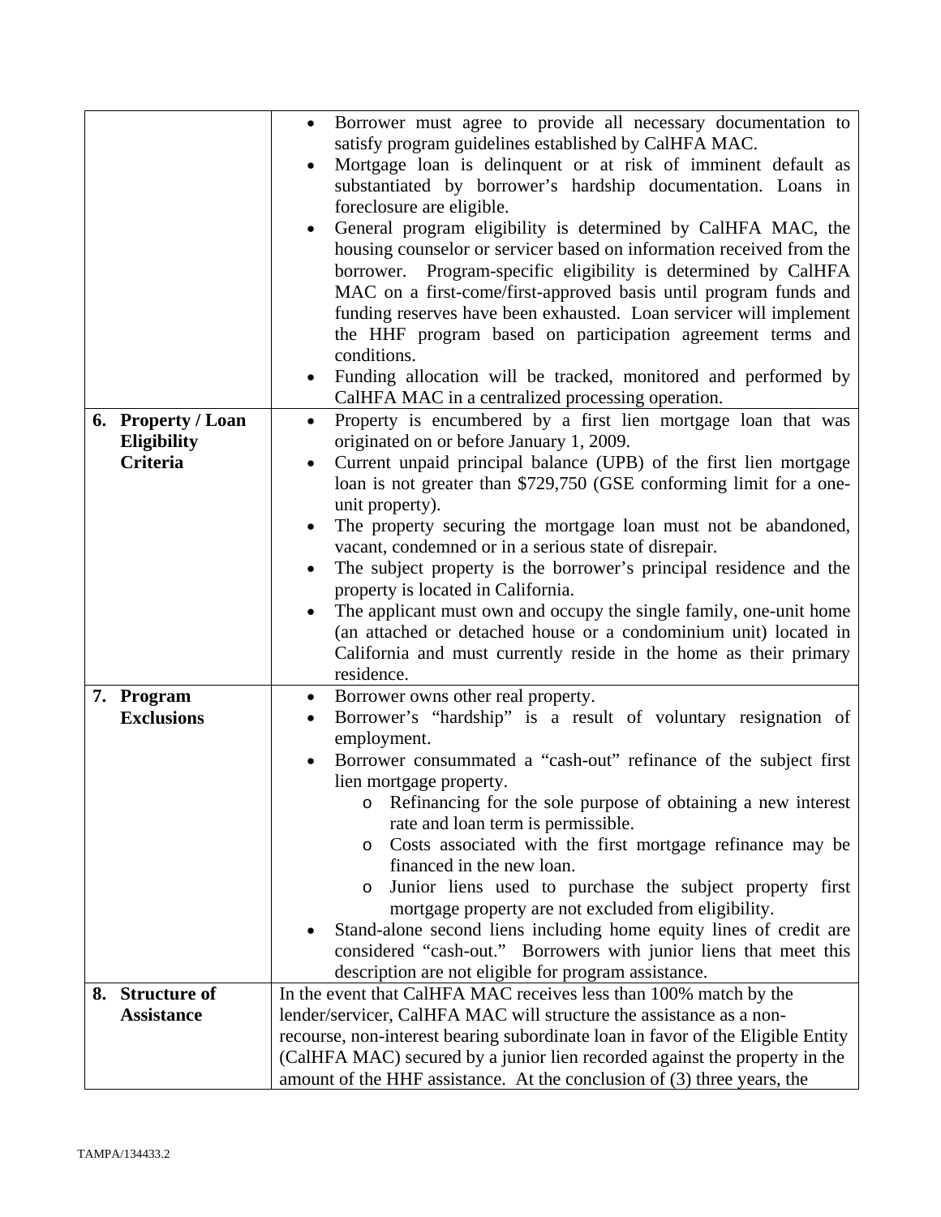| | |
|---|---|
| | • Borrower must agree to provide all necessary documentation to satisfy program guidelines established by CalHFA MAC.<br>• Mortgage loan is delinquent or at risk of imminent default as substantiated by borrower's hardship documentation. Loans in foreclosure are eligible.<br>• General program eligibility is determined by CalHFA MAC, the housing counselor or servicer based on information received from the borrower. Program-specific eligibility is determined by CalHFA MAC on a first-come/first-approved basis until program funds and funding reserves have been exhausted. Loan servicer will implement the HHF program based on participation agreement terms and conditions.<br>• Funding allocation will be tracked, monitored and performed by CalHFA MAC in a centralized processing operation. |
| **6. Property / Loan Eligibility Criteria** | • Property is encumbered by a first lien mortgage loan that was originated on or before January 1, 2009.<br>• Current unpaid principal balance (UPB) of the first lien mortgage loan is not greater than $729,750 (GSE conforming limit for a one-unit property).<br>• The property securing the mortgage loan must not be abandoned, vacant, condemned or in a serious state of disrepair.<br>• The subject property is the borrower's principal residence and the property is located in California.<br>• The applicant must own and occupy the single family, one-unit home (an attached or detached house or a condominium unit) located in California and must currently reside in the home as their primary residence. |
| **7. Program Exclusions** | • Borrower owns other real property.<br>• Borrower's "hardship" is a result of voluntary resignation of employment.<br>• Borrower consummated a "cash-out" refinance of the subject first lien mortgage property.<br>  o Refinancing for the sole purpose of obtaining a new interest rate and loan term is permissible.<br>  o Costs associated with the first mortgage refinance may be financed in the new loan.<br>  o Junior liens used to purchase the subject property first mortgage property are not excluded from eligibility.<br>• Stand-alone second liens including home equity lines of credit are considered "cash-out." Borrowers with junior liens that meet this description are not eligible for program assistance. |
| **8. Structure of Assistance** | In the event that CalHFA MAC receives less than 100% match by the lender/servicer, CalHFA MAC will structure the assistance as a non-recourse, non-interest bearing subordinate loan in favor of the Eligible Entity (CalHFA MAC) secured by a junior lien recorded against the property in the amount of the HHF assistance. At the conclusion of (3) three years, the |

TAMPA/134433.2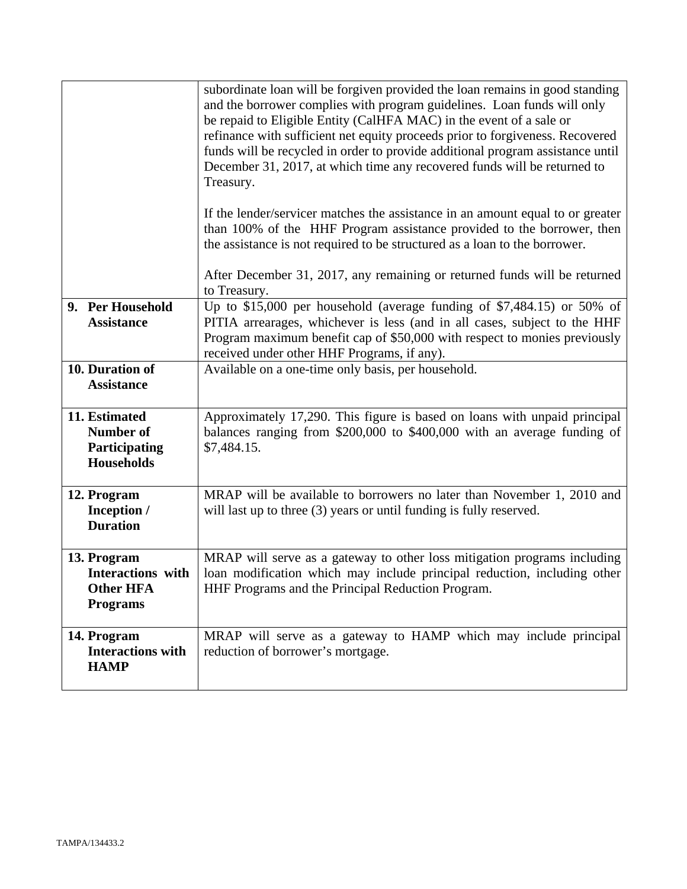| | |
|---|---|
| | subordinate loan will be forgiven provided the loan remains in good standing and the borrower complies with program guidelines. Loan funds will only be repaid to Eligible Entity (CalHFA MAC) in the event of a sale or refinance with sufficient net equity proceeds prior to forgiveness. Recovered funds will be recycled in order to provide additional program assistance until December 31, 2017, at which time any recovered funds will be returned to Treasury.<br><br>If the lender/servicer matches the assistance in an amount equal to or greater than 100% of the HHF Program assistance provided to the borrower, then the assistance is not required to be structured as a loan to the borrower.<br><br>After December 31, 2017, any remaining or returned funds will be returned to Treasury. |
| **9. Per Household Assistance** | Up to $15,000 per household (average funding of $7,484.15) or 50% of PITIA arrearages, whichever is less (and in all cases, subject to the HHF Program maximum benefit cap of $50,000 with respect to monies previously received under other HHF Programs, if any). |
| **10. Duration of Assistance** | Available on a one-time only basis, per household. |
| **11. Estimated Number of Participating Households** | Approximately 17,290. This figure is based on loans with unpaid principal balances ranging from $200,000 to $400,000 with an average funding of $7,484.15. |
| **12. Program Inception / Duration** | MRAP will be available to borrowers no later than November 1, 2010 and will last up to three (3) years or until funding is fully reserved. |
| **13. Program Interactions with Other HFA Programs** | MRAP will serve as a gateway to other loss mitigation programs including loan modification which may include principal reduction, including other HHF Programs and the Principal Reduction Program. |
| **14. Program Interactions with HAMP** | MRAP will serve as a gateway to HAMP which may include principal reduction of borrower's mortgage. |

TAMPA/134433.2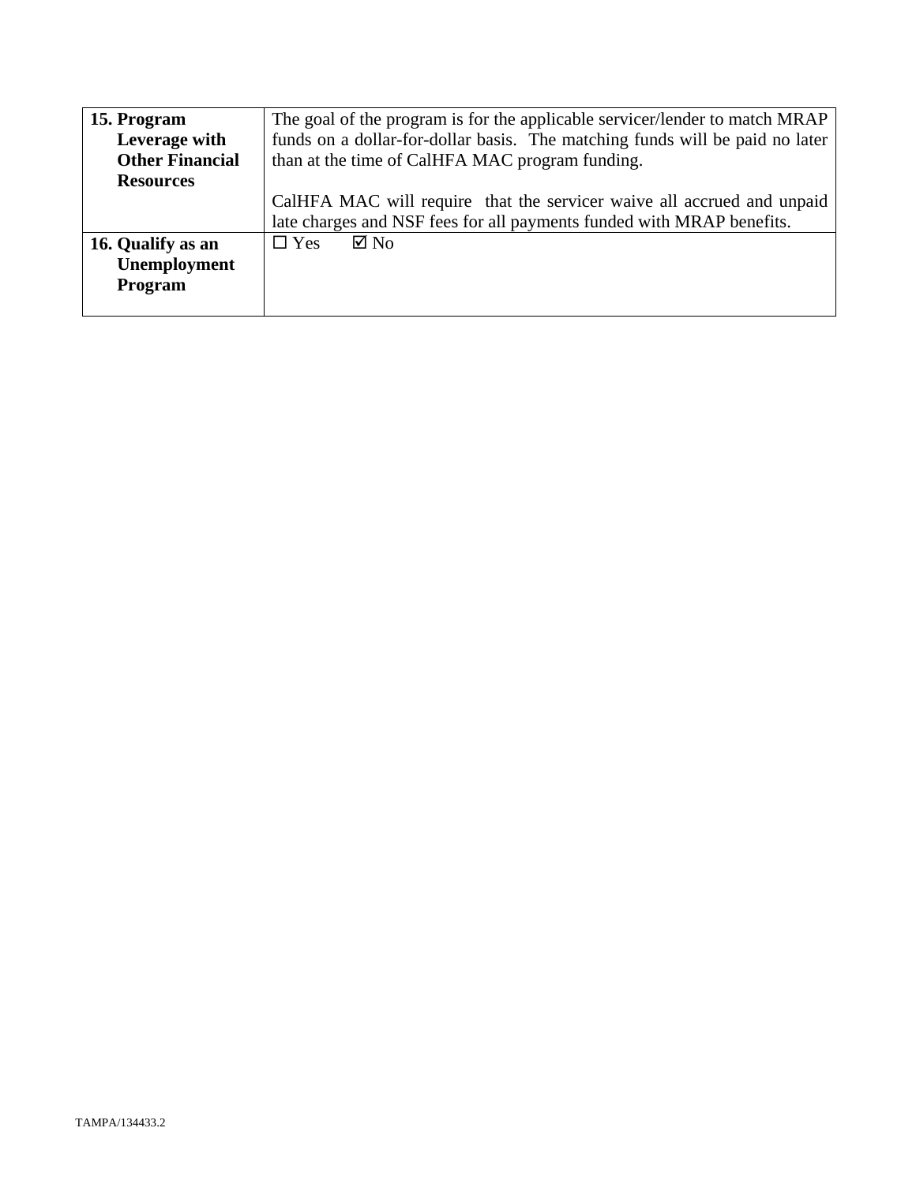| | |
|---|---|
| **15. Program Leverage with Other Financial Resources** | The goal of the program is for the applicable servicer/lender to match MRAP funds on a dollar-for-dollar basis. The matching funds will be paid no later than at the time of CalHFA MAC program funding.<br><br>CalHFA MAC will require that the servicer waive all accrued and unpaid late charges and NSF fees for all payments funded with MRAP benefits. |
| **16. Qualify as an Unemployment Program** | ☐ Yes ☑ No |

TAMPA/134433.2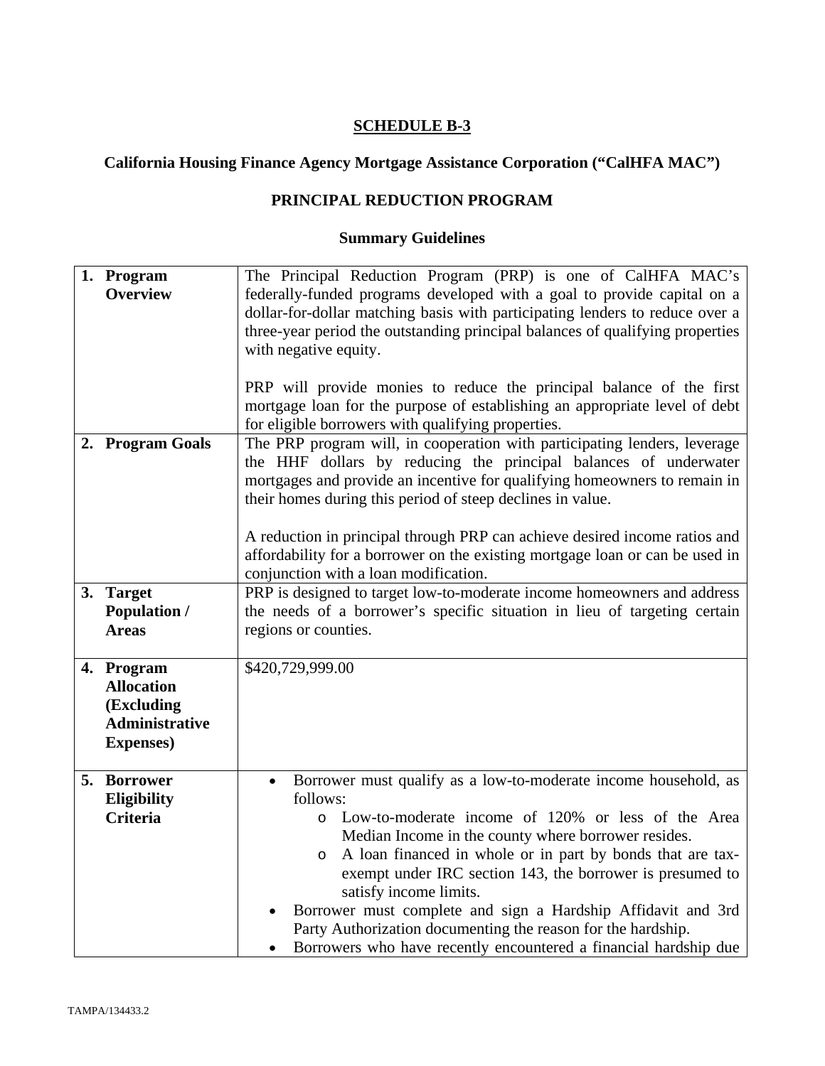**SCHEDULE B-3**

**California Housing Finance Agency Mortgage Assistance Corporation ("CalHFA MAC")**

**PRINCIPAL REDUCTION PROGRAM**

**Summary Guidelines**

| | |
|---|---|
| **1. Program Overview** | The Principal Reduction Program (PRP) is one of CalHFA MAC's federally-funded programs developed with a goal to provide capital on a dollar-for-dollar matching basis with participating lenders to reduce over a three-year period the outstanding principal balances of qualifying properties with negative equity.<br><br>PRP will provide monies to reduce the principal balance of the first mortgage loan for the purpose of establishing an appropriate level of debt for eligible borrowers with qualifying properties. |
| **2. Program Goals** | The PRP program will, in cooperation with participating lenders, leverage the HHF dollars by reducing the principal balances of underwater mortgages and provide an incentive for qualifying homeowners to remain in their homes during this period of steep declines in value.<br><br>A reduction in principal through PRP can achieve desired income ratios and affordability for a borrower on the existing mortgage loan or can be used in conjunction with a loan modification. |
| **3. Target Population / Areas** | PRP is designed to target low-to-moderate income homeowners and address the needs of a borrower's specific situation in lieu of targeting certain regions or counties. |
| **4. Program Allocation (Excluding Administrative Expenses)** | $420,729,999.00 |
| **5. Borrower Eligibility Criteria** | • Borrower must qualify as a low-to-moderate income household, as follows:<br>&nbsp;&nbsp;&nbsp;&nbsp;o Low-to-moderate income of 120% or less of the Area Median Income in the county where borrower resides.<br>&nbsp;&nbsp;&nbsp;&nbsp;o A loan financed in whole or in part by bonds that are tax-exempt under IRC section 143, the borrower is presumed to satisfy income limits.<br>• Borrower must complete and sign a Hardship Affidavit and 3rd Party Authorization documenting the reason for the hardship.<br>• Borrowers who have recently encountered a financial hardship due |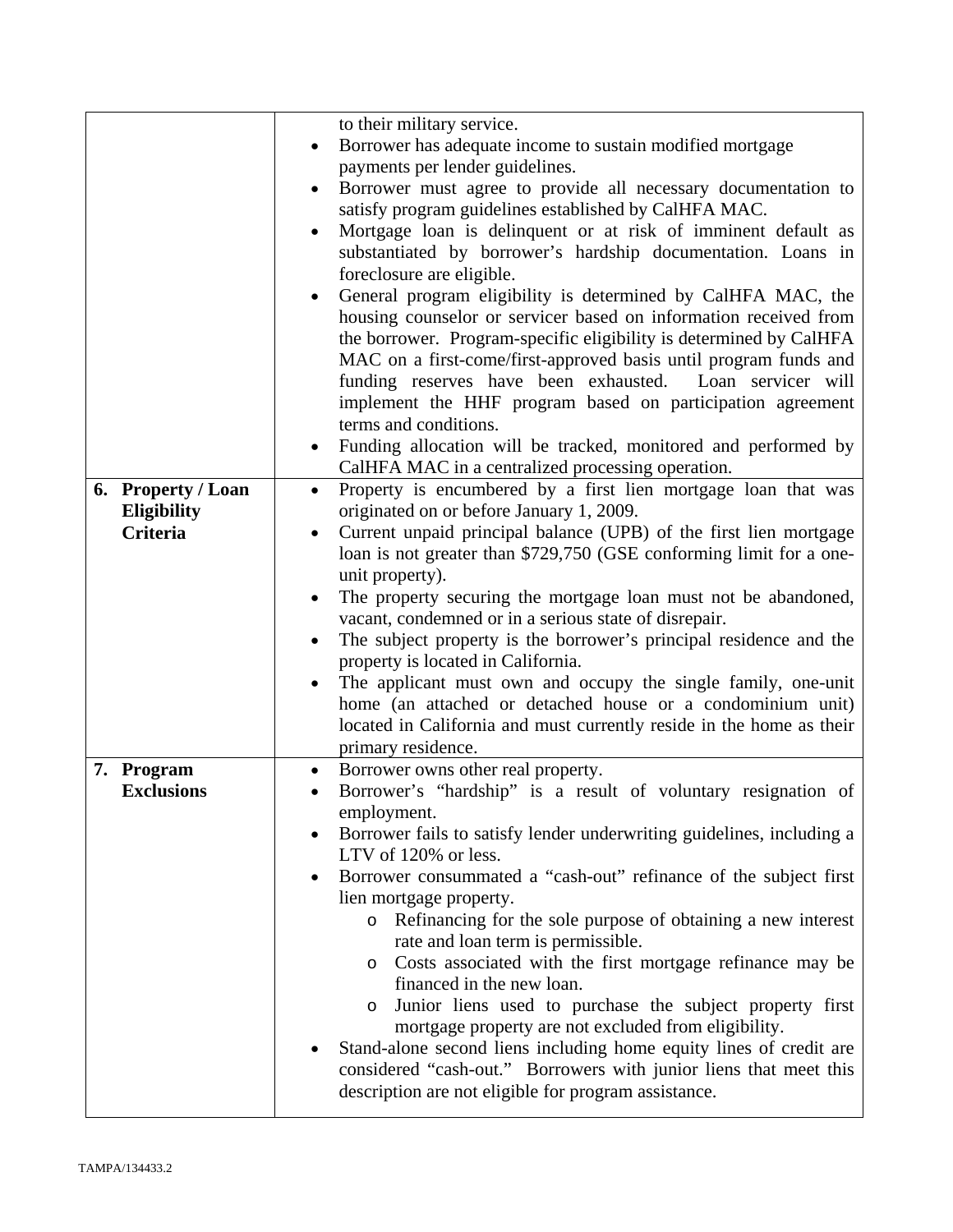| | |
|---|---|
| | to their military service.<br>• Borrower has adequate income to sustain modified mortgage payments per lender guidelines.<br>• Borrower must agree to provide all necessary documentation to satisfy program guidelines established by CalHFA MAC.<br>• Mortgage loan is delinquent or at risk of imminent default as substantiated by borrower's hardship documentation. Loans in foreclosure are eligible.<br>• General program eligibility is determined by CalHFA MAC, the housing counselor or servicer based on information received from the borrower. Program-specific eligibility is determined by CalHFA MAC on a first-come/first-approved basis until program funds and funding reserves have been exhausted. Loan servicer will implement the HHF program based on participation agreement terms and conditions.<br>• Funding allocation will be tracked, monitored and performed by CalHFA MAC in a centralized processing operation. |
| **6. Property / Loan Eligibility Criteria** | • Property is encumbered by a first lien mortgage loan that was originated on or before January 1, 2009.<br>• Current unpaid principal balance (UPB) of the first lien mortgage loan is not greater than $729,750 (GSE conforming limit for a one-unit property).<br>• The property securing the mortgage loan must not be abandoned, vacant, condemned or in a serious state of disrepair.<br>• The subject property is the borrower's principal residence and the property is located in California.<br>• The applicant must own and occupy the single family, one-unit home (an attached or detached house or a condominium unit) located in California and must currently reside in the home as their primary residence. |
| **7. Program Exclusions** | • Borrower owns other real property.<br>• Borrower's "hardship" is a result of voluntary resignation of employment.<br>• Borrower fails to satisfy lender underwriting guidelines, including a LTV of 120% or less.<br>• Borrower consummated a "cash-out" refinance of the subject first lien mortgage property.<br>  o Refinancing for the sole purpose of obtaining a new interest rate and loan term is permissible.<br>  o Costs associated with the first mortgage refinance may be financed in the new loan.<br>  o Junior liens used to purchase the subject property first mortgage property are not excluded from eligibility.<br>• Stand-alone second liens including home equity lines of credit are considered "cash-out." Borrowers with junior liens that meet this description are not eligible for program assistance. |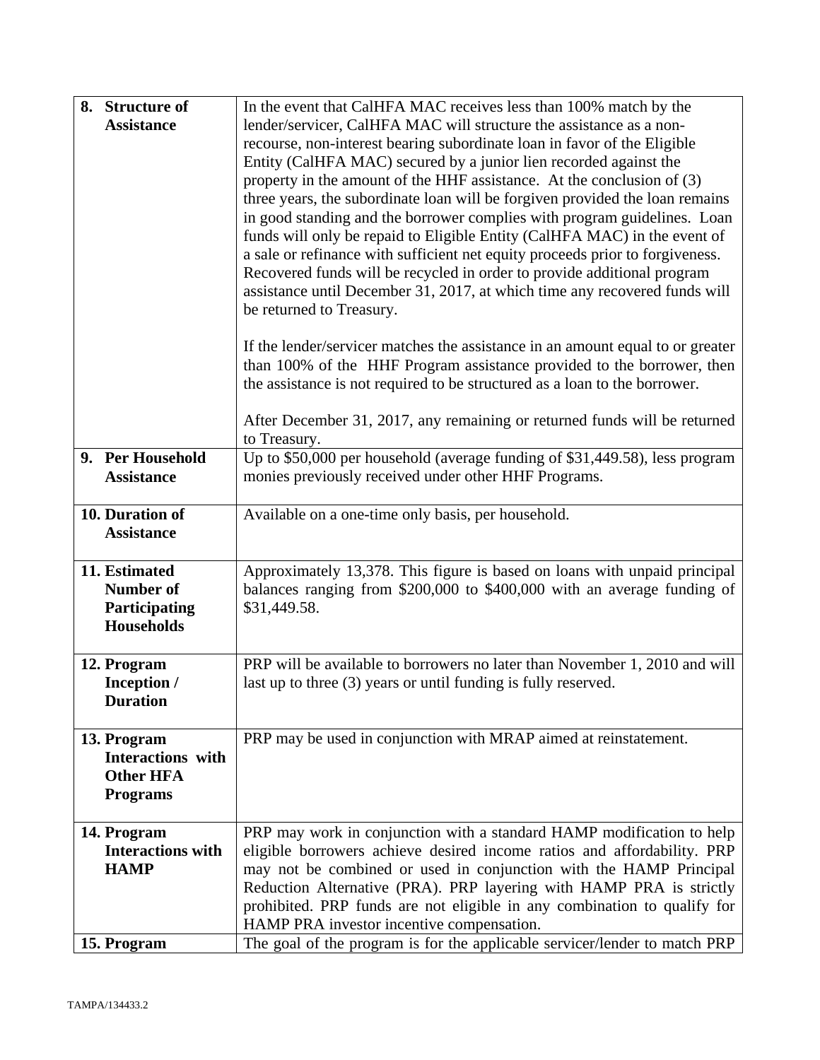| | |
|---|---|
| **8. Structure of Assistance** | In the event that CalHFA MAC receives less than 100% match by the lender/servicer, CalHFA MAC will structure the assistance as a non-recourse, non-interest bearing subordinate loan in favor of the Eligible Entity (CalHFA MAC) secured by a junior lien recorded against the property in the amount of the HHF assistance. At the conclusion of (3) three years, the subordinate loan will be forgiven provided the loan remains in good standing and the borrower complies with program guidelines. Loan funds will only be repaid to Eligible Entity (CalHFA MAC) in the event of a sale or refinance with sufficient net equity proceeds prior to forgiveness. Recovered funds will be recycled in order to provide additional program assistance until December 31, 2017, at which time any recovered funds will be returned to Treasury.<br><br>If the lender/servicer matches the assistance in an amount equal to or greater than 100% of the HHF Program assistance provided to the borrower, then the assistance is not required to be structured as a loan to the borrower.<br><br>After December 31, 2017, any remaining or returned funds will be returned to Treasury. |
| **9. Per Household Assistance** | Up to $50,000 per household (average funding of $31,449.58), less program monies previously received under other HHF Programs. |
| **10. Duration of Assistance** | Available on a one-time only basis, per household. |
| **11. Estimated Number of Participating Households** | Approximately 13,378. This figure is based on loans with unpaid principal balances ranging from $200,000 to $400,000 with an average funding of $31,449.58. |
| **12. Program Inception / Duration** | PRP will be available to borrowers no later than November 1, 2010 and will last up to three (3) years or until funding is fully reserved. |
| **13. Program Interactions with Other HFA Programs** | PRP may be used in conjunction with MRAP aimed at reinstatement. |
| **14. Program Interactions with HAMP** | PRP may work in conjunction with a standard HAMP modification to help eligible borrowers achieve desired income ratios and affordability. PRP may not be combined or used in conjunction with the HAMP Principal Reduction Alternative (PRA). PRP layering with HAMP PRA is strictly prohibited. PRP funds are not eligible in any combination to qualify for HAMP PRA investor incentive compensation. |
| **15. Program** | The goal of the program is for the applicable servicer/lender to match PRP |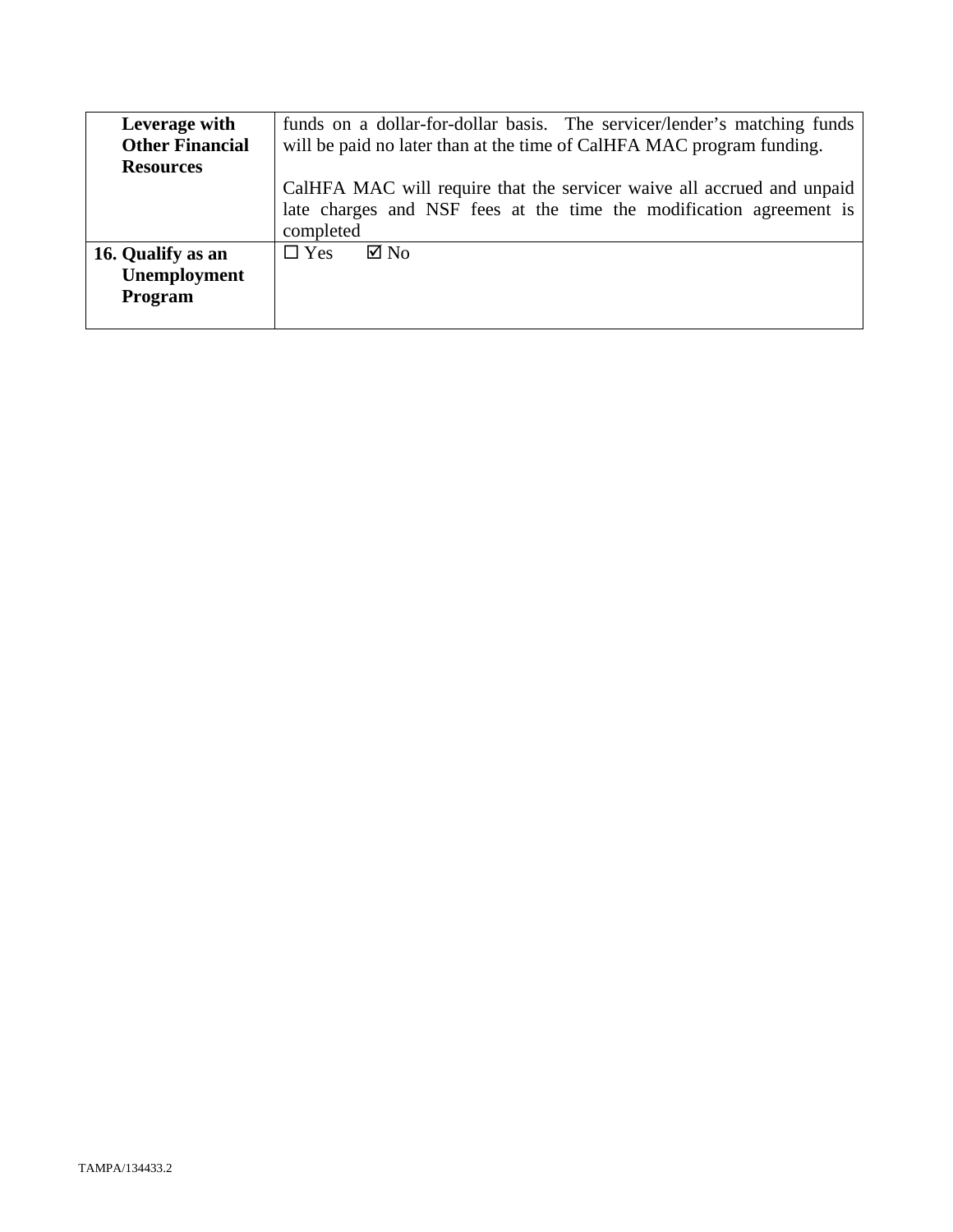| | |
|---|---|
| **Leverage with Other Financial Resources** | funds on a dollar-for-dollar basis. The servicer/lender's matching funds will be paid no later than at the time of CalHFA MAC program funding.<br><br>CalHFA MAC will require that the servicer waive all accrued and unpaid late charges and NSF fees at the time the modification agreement is completed |
| **16. Qualify as an Unemployment Program** | ☐ Yes ☑ No |

TAMPA/134433.2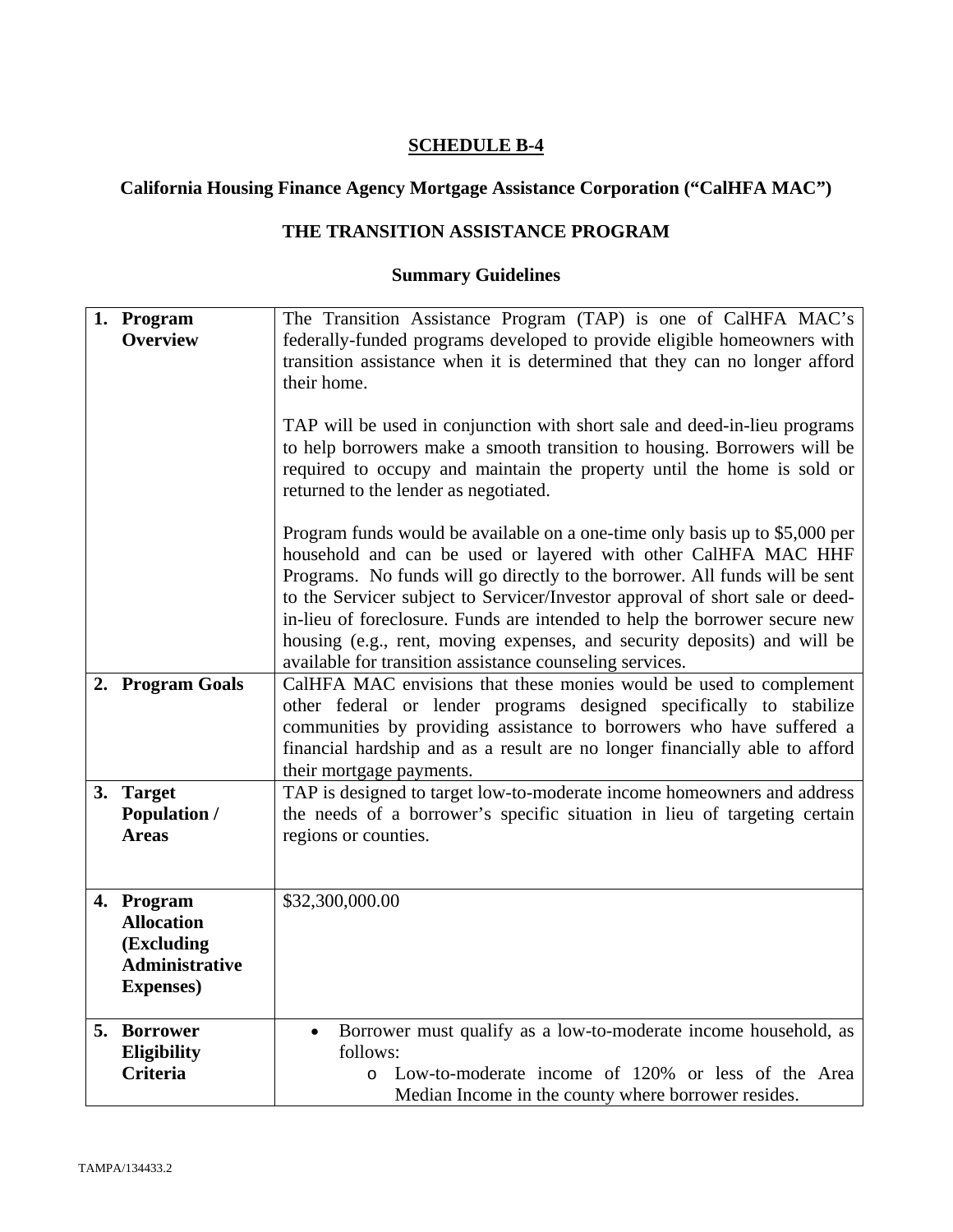## SCHEDULE B-4

### California Housing Finance Agency Mortgage Assistance Corporation ("CalHFA MAC")

### THE TRANSITION ASSISTANCE PROGRAM

### Summary Guidelines

| | |
|---|---|
| **1. Program Overview** | The Transition Assistance Program (TAP) is one of CalHFA MAC's federally-funded programs developed to provide eligible homeowners with transition assistance when it is determined that they can no longer afford their home.<br><br>TAP will be used in conjunction with short sale and deed-in-lieu programs to help borrowers make a smooth transition to housing. Borrowers will be required to occupy and maintain the property until the home is sold or returned to the lender as negotiated.<br><br>Program funds would be available on a one-time only basis up to $5,000 per household and can be used or layered with other CalHFA MAC HHF Programs. No funds will go directly to the borrower. All funds will be sent to the Servicer subject to Servicer/Investor approval of short sale or deed-in-lieu of foreclosure. Funds are intended to help the borrower secure new housing (e.g., rent, moving expenses, and security deposits) and will be available for transition assistance counseling services. |
| **2. Program Goals** | CalHFA MAC envisions that these monies would be used to complement other federal or lender programs designed specifically to stabilize communities by providing assistance to borrowers who have suffered a financial hardship and as a result are no longer financially able to afford their mortgage payments. |
| **3. Target Population / Areas** | TAP is designed to target low-to-moderate income homeowners and address the needs of a borrower's specific situation in lieu of targeting certain regions or counties. |
| **4. Program Allocation (Excluding Administrative Expenses)** | $32,300,000.00 |
| **5. Borrower Eligibility Criteria** | • Borrower must qualify as a low-to-moderate income household, as follows:<br>&nbsp;&nbsp;&nbsp;&nbsp;o Low-to-moderate income of 120% or less of the Area Median Income in the county where borrower resides. |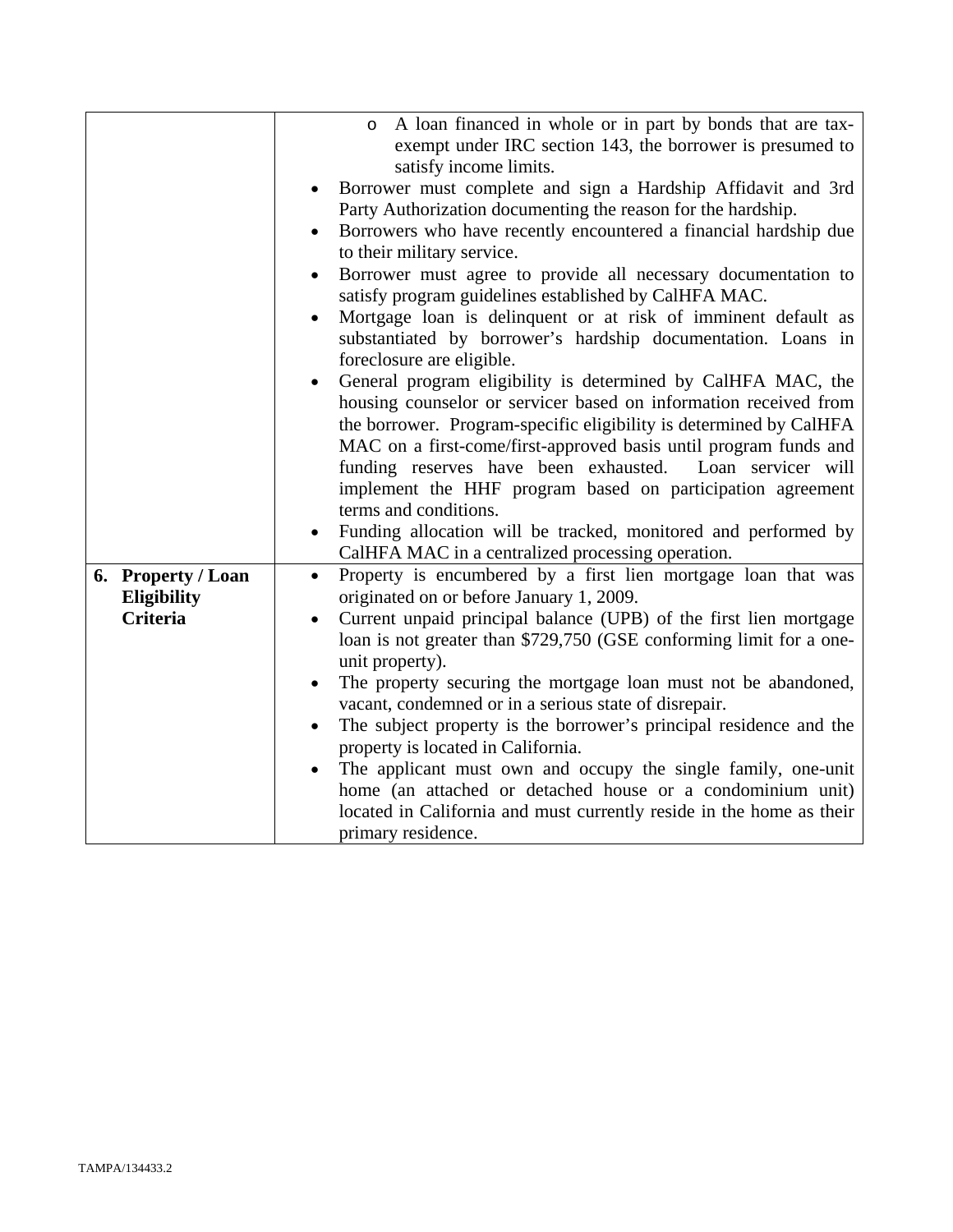| | |
|---|---|
| | ○ A loan financed in whole or in part by bonds that are tax-exempt under IRC section 143, the borrower is presumed to satisfy income limits.<br>• Borrower must complete and sign a Hardship Affidavit and 3rd Party Authorization documenting the reason for the hardship.<br>• Borrowers who have recently encountered a financial hardship due to their military service.<br>• Borrower must agree to provide all necessary documentation to satisfy program guidelines established by CalHFA MAC.<br>• Mortgage loan is delinquent or at risk of imminent default as substantiated by borrower's hardship documentation. Loans in foreclosure are eligible.<br>• General program eligibility is determined by CalHFA MAC, the housing counselor or servicer based on information received from the borrower. Program-specific eligibility is determined by CalHFA MAC on a first-come/first-approved basis until program funds and funding reserves have been exhausted. Loan servicer will implement the HHF program based on participation agreement terms and conditions.<br>• Funding allocation will be tracked, monitored and performed by CalHFA MAC in a centralized processing operation. |
| **6. Property / Loan Eligibility Criteria** | • Property is encumbered by a first lien mortgage loan that was originated on or before January 1, 2009.<br>• Current unpaid principal balance (UPB) of the first lien mortgage loan is not greater than $729,750 (GSE conforming limit for a one-unit property).<br>• The property securing the mortgage loan must not be abandoned, vacant, condemned or in a serious state of disrepair.<br>• The subject property is the borrower's principal residence and the property is located in California.<br>• The applicant must own and occupy the single family, one-unit home (an attached or detached house or a condominium unit) located in California and must currently reside in the home as their primary residence. |

TAMPA/134433.2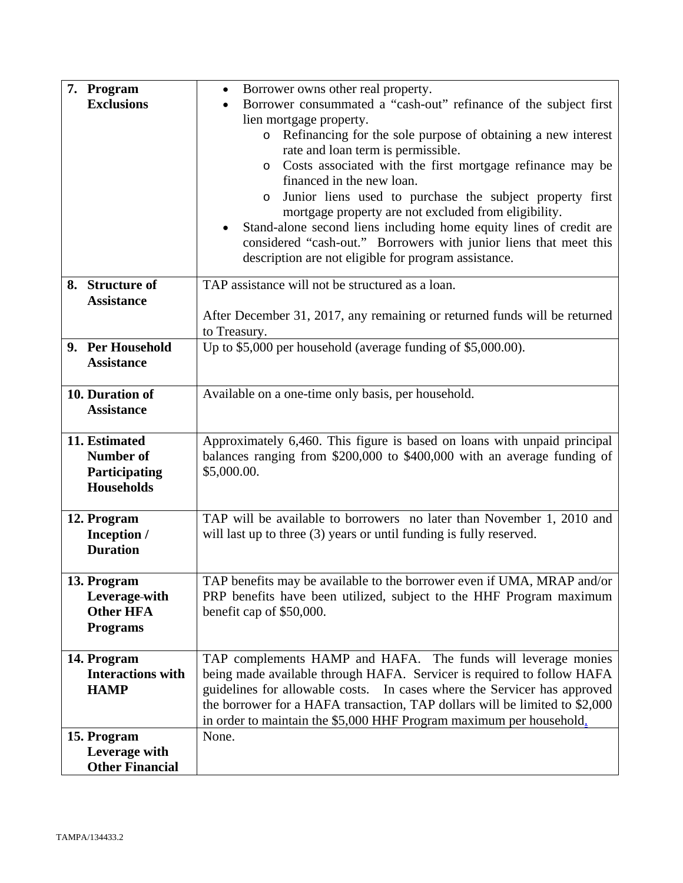| | |
|---|---|
| **7. Program Exclusions** | • Borrower owns other real property.<br>• Borrower consummated a "cash-out" refinance of the subject first lien mortgage property.<br>&nbsp;&nbsp;&nbsp;&nbsp;o Refinancing for the sole purpose of obtaining a new interest rate and loan term is permissible.<br>&nbsp;&nbsp;&nbsp;&nbsp;o Costs associated with the first mortgage refinance may be financed in the new loan.<br>&nbsp;&nbsp;&nbsp;&nbsp;o Junior liens used to purchase the subject property first mortgage property are not excluded from eligibility.<br>• Stand-alone second liens including home equity lines of credit are considered "cash-out." Borrowers with junior liens that meet this description are not eligible for program assistance. |
| **8. Structure of Assistance** | TAP assistance will not be structured as a loan.<br><br>After December 31, 2017, any remaining or returned funds will be returned to Treasury. |
| **9. Per Household Assistance** | Up to $5,000 per household (average funding of $5,000.00). |
| **10. Duration of Assistance** | Available on a one-time only basis, per household. |
| **11. Estimated Number of Participating Households** | Approximately 6,460. This figure is based on loans with unpaid principal balances ranging from $200,000 to $400,000 with an average funding of $5,000.00. |
| **12. Program Inception / Duration** | TAP will be available to borrowers no later than November 1, 2010 and will last up to three (3) years or until funding is fully reserved. |
| **13. Program Leverage-with Other HFA Programs** | TAP benefits may be available to the borrower even if UMA, MRAP and/or PRP benefits have been utilized, subject to the HHF Program maximum benefit cap of $50,000. |
| **14. Program Interactions with HAMP** | TAP complements HAMP and HAFA. The funds will leverage monies being made available through HAFA. Servicer is required to follow HAFA guidelines for allowable costs. In cases where the Servicer has approved the borrower for a HAFA transaction, TAP dollars will be limited to $2,000 in order to maintain the $5,000 HHF Program maximum per household. |
| **15. Program Leverage with Other Financial** | None. |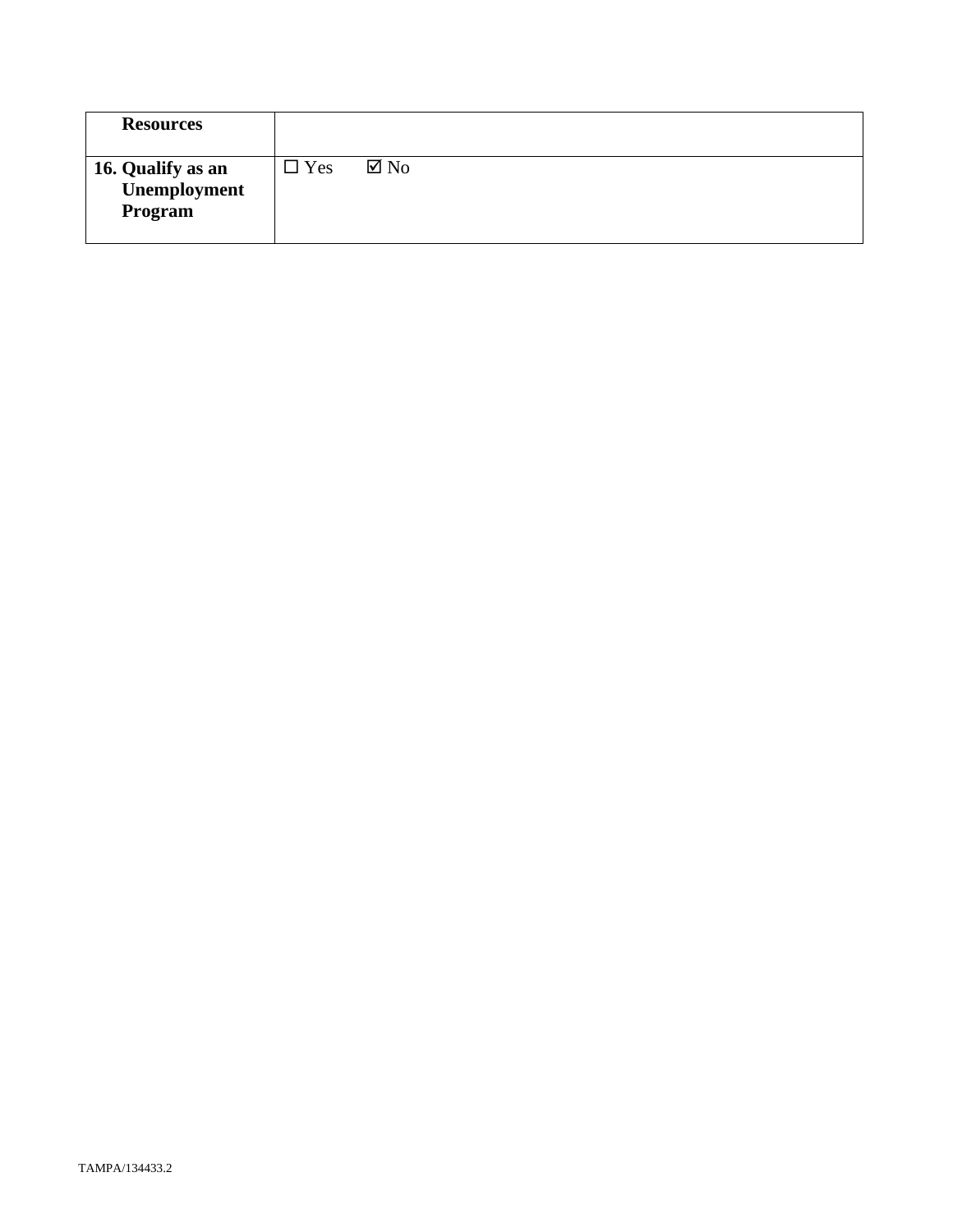| | |
|---|---|
| **Resources** | |
| **16. Qualify as an Unemployment Program** | ☐ Yes ☑ No |

TAMPA/134433.2